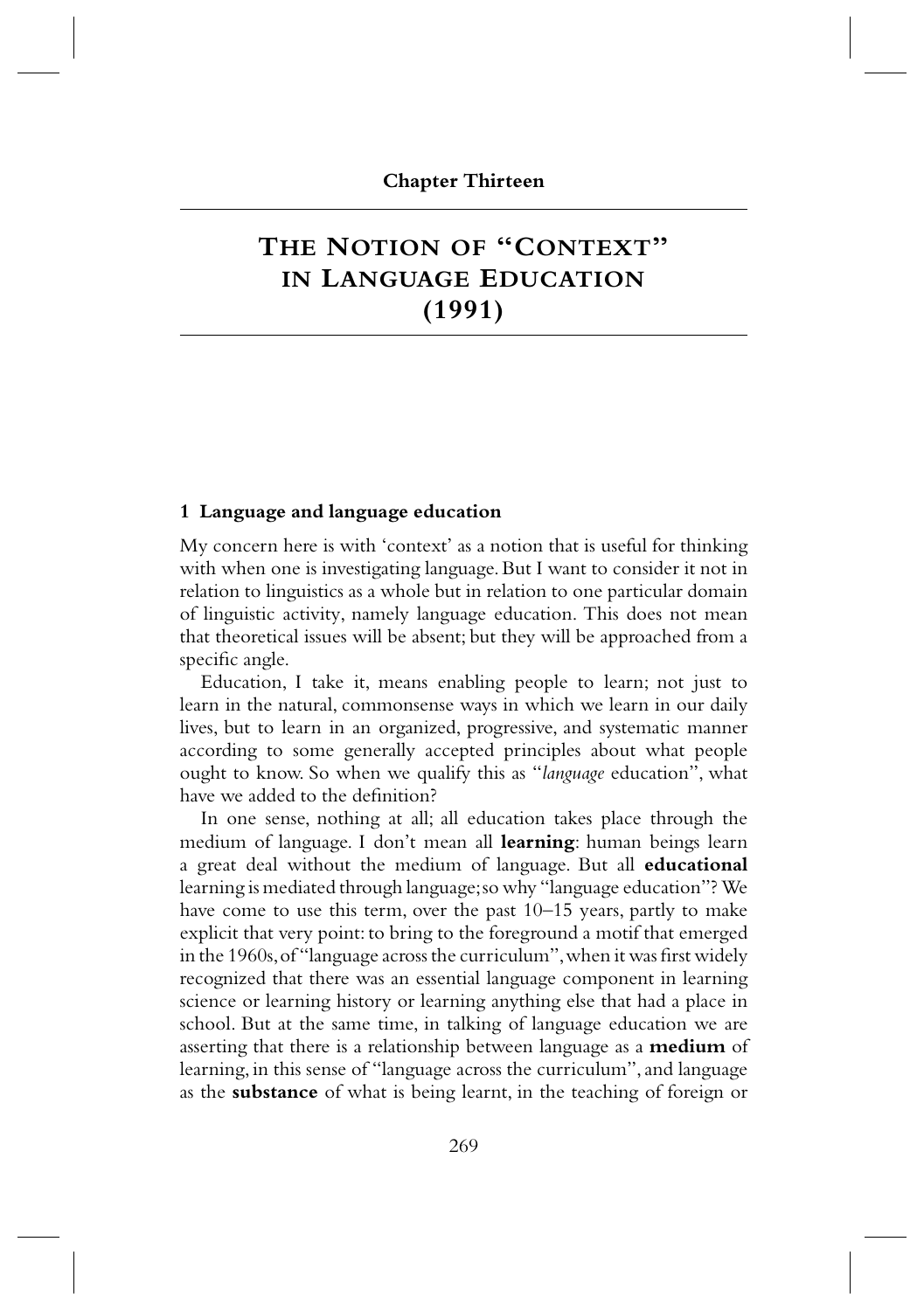**Chapter Thirteen**

# THE NOTION OF "CONTEXT" IN LANGUAGE EDUCATION (1991)

## 1 Language and language education

My concern here is with 'context' as a notion that is useful for thinking with when one is investigating language. But I want to consider it not in relation to linguistics as a whole but in relation to one particular domain of linguistic activity, namely language education. This does not mean that theoretical issues will be absent; but they will be approached from a specific angle.

Education, I take it, means enabling people to learn; not just to learn in the natural, commonsense ways in which we learn in our daily lives, but to learn in an organized, progressive, and systematic manner according to some generally accepted principles about what people ought to know. So when we qualify this as "*language* education", what have we added to the definition?

In one sense, nothing at all; all education takes place through the medium of language. I don't mean all **learning**: human beings learn a great deal without the medium of language. But all **educational** learning is mediated through language; so why "language education"? We have come to use this term, over the past 10–15 years, partly to make explicit that very point: to bring to the foreground a motif that emerged in the 1960s, of "language across the curriculum", when it was first widely recognized that there was an essential language component in learning science or learning history or learning anything else that had a place in school. But at the same time, in talking of language education we are asserting that there is a relationship between language as a **medium** of learning, in this sense of "language across the curriculum", and language as the **substance** of what is being learnt, in the teaching of foreign or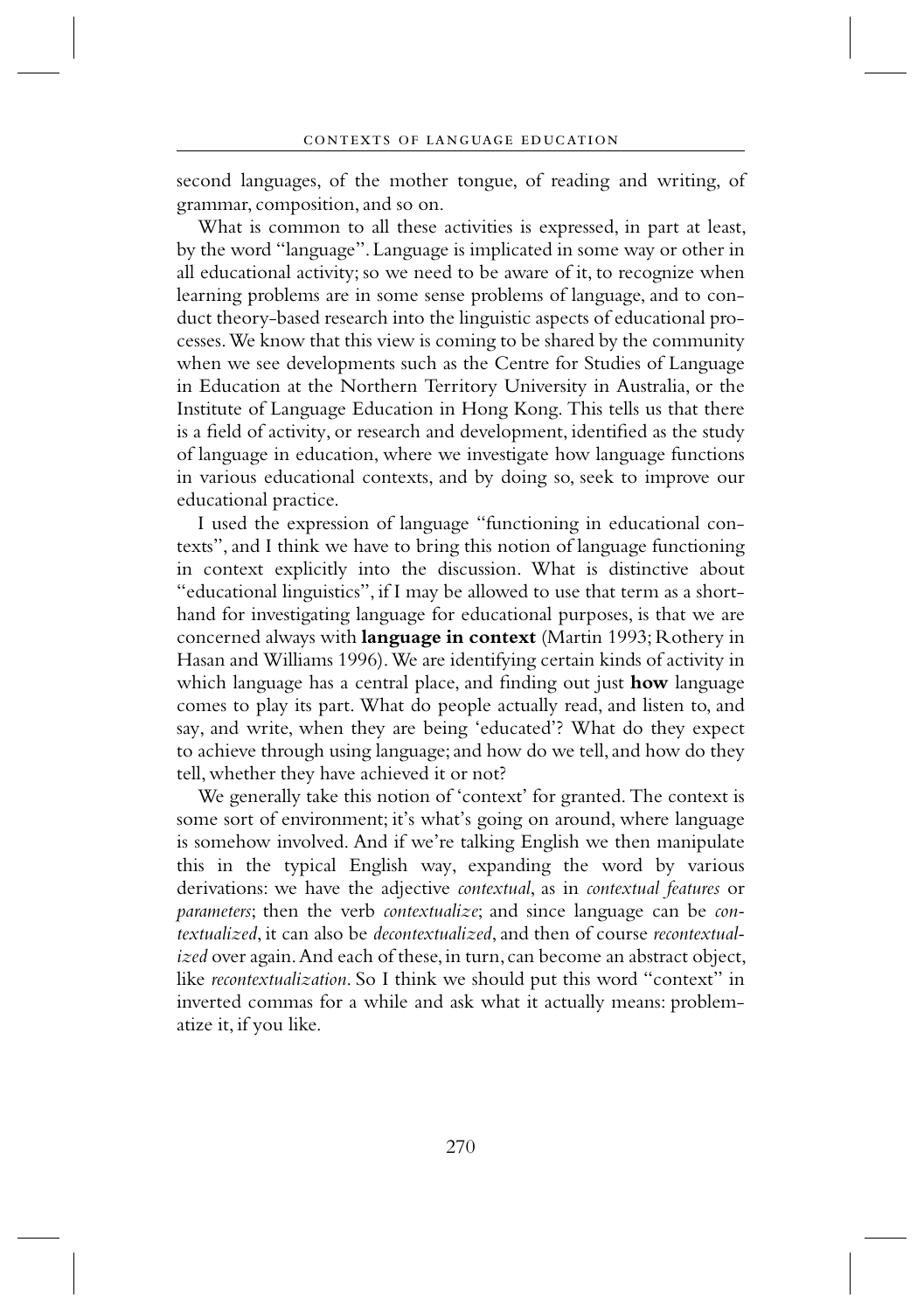second languages, of the mother tongue, of reading and writing, of grammar, composition, and so on.

What is common to all these activities is expressed, in part at least, by the word "language". Language is implicated in some way or other in all educational activity; so we need to be aware of it, to recognize when learning problems are in some sense problems of language, and to conduct theory-based research into the linguistic aspects of educational processes. We know that this view is coming to be shared by the community when we see developments such as the Centre for Studies of Language in Education at the Northern Territory University in Australia, or the Institute of Language Education in Hong Kong. This tells us that there is a field of activity, or research and development, identified as the study of language in education, where we investigate how language functions in various educational contexts, and by doing so, seek to improve our educational practice.

I used the expression of language "functioning in educational contexts", and I think we have to bring this notion of language functioning in context explicitly into the discussion. What is distinctive about "educational linguistics", if I may be allowed to use that term as a shorthand for investigating language for educational purposes, is that we are concerned always with **language in context** (Martin 1993; Rothery in Hasan and Williams 1996). We are identifying certain kinds of activity in which language has a central place, and finding out just **how** language comes to play its part. What do people actually read, and listen to, and say, and write, when they are being 'educated'? What do they expect to achieve through using language; and how do we tell, and how do they tell, whether they have achieved it or not?

We generally take this notion of 'context' for granted. The context is some sort of environment; it's what's going on around, where language is somehow involved. And if we're talking English we then manipulate this in the typical English way, expanding the word by various derivations: we have the adjective *contextual*, as in *contextual features* or *parameters*; then the verb *contextualize*; and since language can be *contextualized*, it can also be *decontextualized*, and then of course *recontextualized* over again. And each of these, in turn, can become an abstract object, like *recontextualization*. So I think we should put this word "context" in inverted commas for a while and ask what it actually means: problematize it, if you like.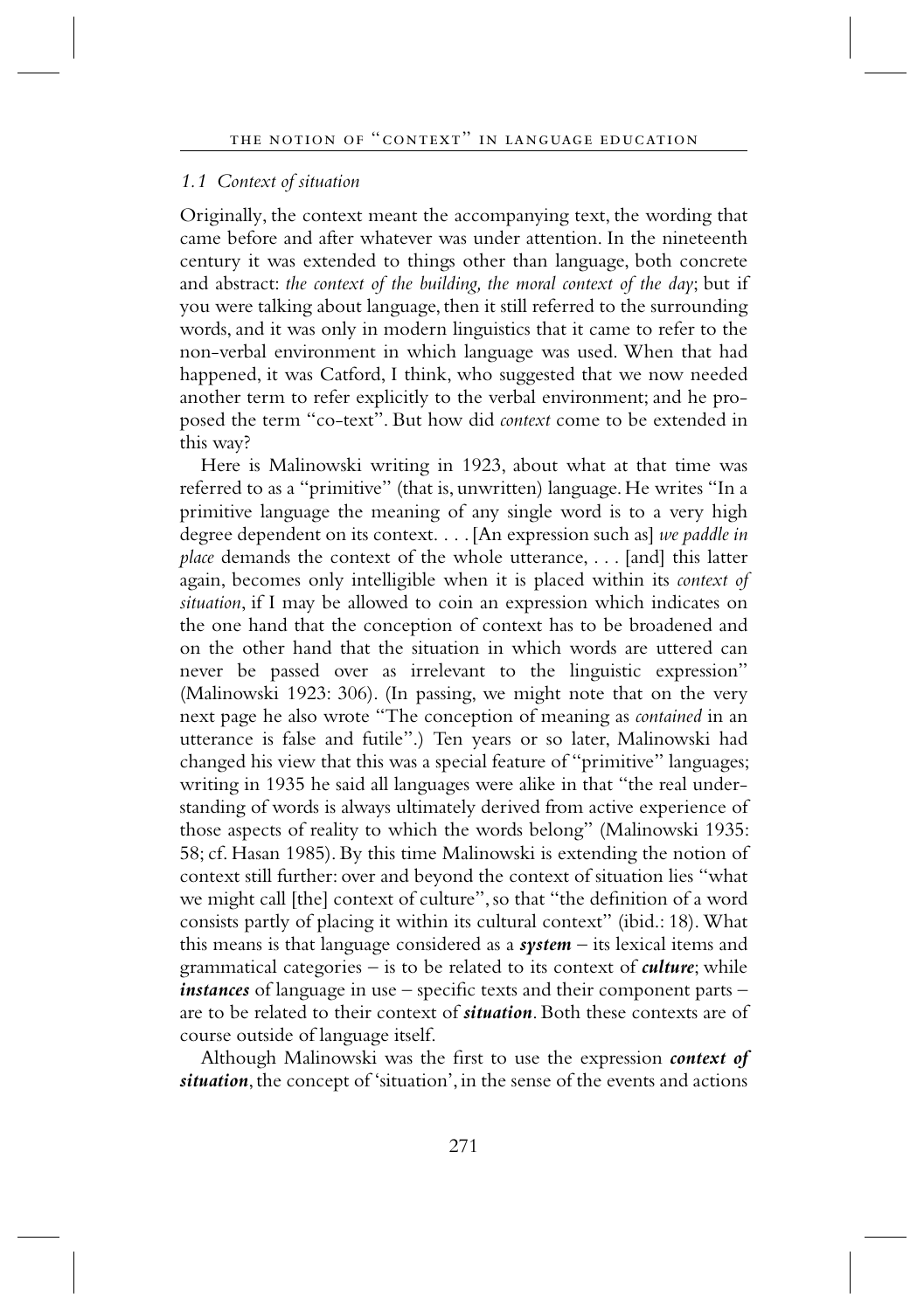### *1.1 Context of situation*

Originally, the context meant the accompanying text, the wording that came before and after whatever was under attention. In the nineteenth century it was extended to things other than language, both concrete and abstract: *the context of the building, the moral context of the day*; but if you were talking about language, then it still referred to the surrounding words, and it was only in modern linguistics that it came to refer to the non-verbal environment in which language was used. When that had happened, it was Catford, I think, who suggested that we now needed another term to refer explicitly to the verbal environment; and he proposed the term "co-text". But how did *context* come to be extended in this way?

Here is Malinowski writing in 1923, about what at that time was referred to as a "primitive" (that is, unwritten) language. He writes "In a primitive language the meaning of any single word is to a very high degree dependent on its context. . . . [An expression such as] *we paddle in place* demands the context of the whole utterance, . . . [and] this latter again, becomes only intelligible when it is placed within its *context of situation*, if I may be allowed to coin an expression which indicates on the one hand that the conception of context has to be broadened and on the other hand that the situation in which words are uttered can never be passed over as irrelevant to the linguistic expression" (Malinowski 1923: 306). (In passing, we might note that on the very next page he also wrote "The conception of meaning as *contained* in an utterance is false and futile".) Ten years or so later, Malinowski had changed his view that this was a special feature of "primitive" languages; writing in 1935 he said all languages were alike in that "the real understanding of words is always ultimately derived from active experience of those aspects of reality to which the words belong" (Malinowski 1935: 58; cf. Hasan 1985). By this time Malinowski is extending the notion of context still further: over and beyond the context of situation lies "what we might call [the] context of culture", so that "the definition of a word consists partly of placing it within its cultural context" (ibid.: 18). What this means is that language considered as a ***system*** – its lexical items and grammatical categories – is to be related to its context of ***culture***; while ***instances*** of language in use – specific texts and their component parts – are to be related to their context of ***situation***. Both these contexts are of course outside of language itself.

Although Malinowski was the first to use the expression ***context of situation***, the concept of 'situation', in the sense of the events and actions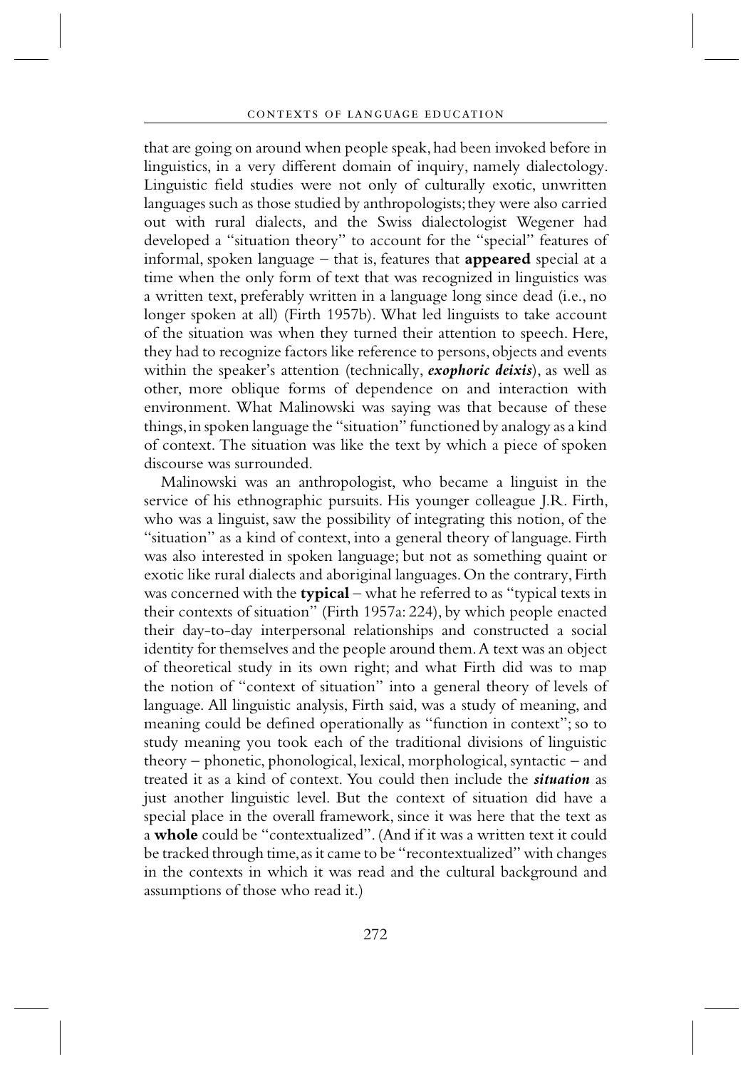that are going on around when people speak, had been invoked before in linguistics, in a very different domain of inquiry, namely dialectology. Linguistic field studies were not only of culturally exotic, unwritten languages such as those studied by anthropologists; they were also carried out with rural dialects, and the Swiss dialectologist Wegener had developed a "situation theory" to account for the "special" features of informal, spoken language – that is, features that **appeared** special at a time when the only form of text that was recognized in linguistics was a written text, preferably written in a language long since dead (i.e., no longer spoken at all) (Firth 1957b). What led linguists to take account of the situation was when they turned their attention to speech. Here, they had to recognize factors like reference to persons, objects and events within the speaker's attention (technically, ***exophoric deixis***), as well as other, more oblique forms of dependence on and interaction with environment. What Malinowski was saying was that because of these things, in spoken language the "situation" functioned by analogy as a kind of context. The situation was like the text by which a piece of spoken discourse was surrounded.

Malinowski was an anthropologist, who became a linguist in the service of his ethnographic pursuits. His younger colleague J.R. Firth, who was a linguist, saw the possibility of integrating this notion, of the "situation" as a kind of context, into a general theory of language. Firth was also interested in spoken language; but not as something quaint or exotic like rural dialects and aboriginal languages. On the contrary, Firth was concerned with the **typical** – what he referred to as "typical texts in their contexts of situation" (Firth 1957a: 224), by which people enacted their day-to-day interpersonal relationships and constructed a social identity for themselves and the people around them. A text was an object of theoretical study in its own right; and what Firth did was to map the notion of "context of situation" into a general theory of levels of language. All linguistic analysis, Firth said, was a study of meaning, and meaning could be defined operationally as "function in context"; so to study meaning you took each of the traditional divisions of linguistic theory – phonetic, phonological, lexical, morphological, syntactic – and treated it as a kind of context. You could then include the ***situation*** as just another linguistic level. But the context of situation did have a special place in the overall framework, since it was here that the text as a **whole** could be "contextualized". (And if it was a written text it could be tracked through time, as it came to be "recontextualized" with changes in the contexts in which it was read and the cultural background and assumptions of those who read it.)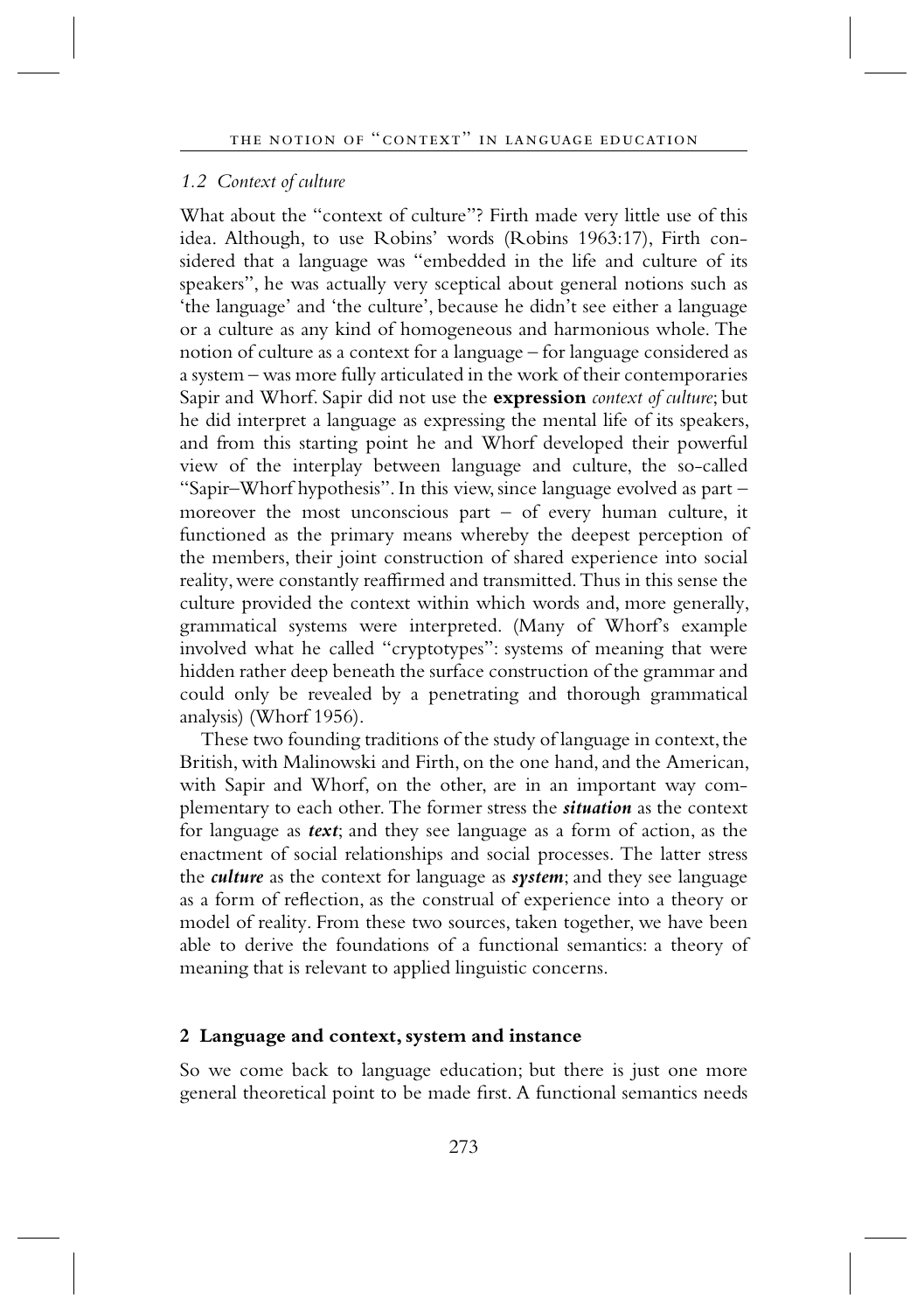### *1.2 Context of culture*

What about the "context of culture"? Firth made very little use of this idea. Although, to use Robins' words (Robins 1963:17), Firth considered that a language was "embedded in the life and culture of its speakers", he was actually very sceptical about general notions such as 'the language' and 'the culture', because he didn't see either a language or a culture as any kind of homogeneous and harmonious whole. The notion of culture as a context for a language – for language considered as a system – was more fully articulated in the work of their contemporaries Sapir and Whorf. Sapir did not use the **expression** *context of culture*; but he did interpret a language as expressing the mental life of its speakers, and from this starting point he and Whorf developed their powerful view of the interplay between language and culture, the so-called "Sapir–Whorf hypothesis". In this view, since language evolved as part – moreover the most unconscious part – of every human culture, it functioned as the primary means whereby the deepest perception of the members, their joint construction of shared experience into social reality, were constantly reaffirmed and transmitted. Thus in this sense the culture provided the context within which words and, more generally, grammatical systems were interpreted. (Many of Whorf's example involved what he called "cryptotypes": systems of meaning that were hidden rather deep beneath the surface construction of the grammar and could only be revealed by a penetrating and thorough grammatical analysis) (Whorf 1956).

These two founding traditions of the study of language in context, the British, with Malinowski and Firth, on the one hand, and the American, with Sapir and Whorf, on the other, are in an important way complementary to each other. The former stress the ***situation*** as the context for language as ***text***; and they see language as a form of action, as the enactment of social relationships and social processes. The latter stress the ***culture*** as the context for language as ***system***; and they see language as a form of reflection, as the construal of experience into a theory or model of reality. From these two sources, taken together, we have been able to derive the foundations of a functional semantics: a theory of meaning that is relevant to applied linguistic concerns.

## **2 Language and context, system and instance**

So we come back to language education; but there is just one more general theoretical point to be made first. A functional semantics needs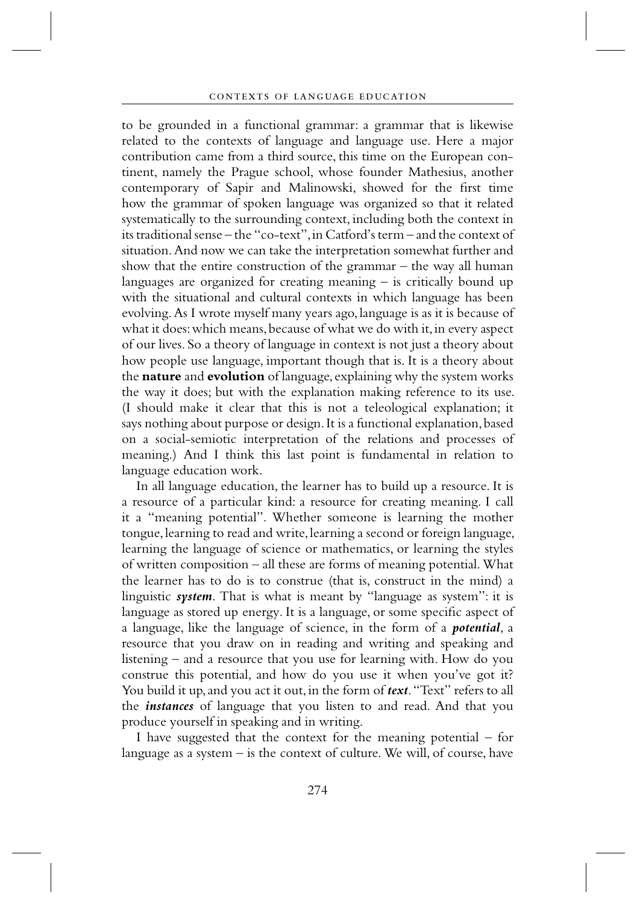to be grounded in a functional grammar: a grammar that is likewise related to the contexts of language and language use. Here a major contribution came from a third source, this time on the European continent, namely the Prague school, whose founder Mathesius, another contemporary of Sapir and Malinowski, showed for the first time how the grammar of spoken language was organized so that it related systematically to the surrounding context, including both the context in its traditional sense – the "co-text", in Catford's term – and the context of situation. And now we can take the interpretation somewhat further and show that the entire construction of the grammar – the way all human languages are organized for creating meaning – is critically bound up with the situational and cultural contexts in which language has been evolving. As I wrote myself many years ago, language is as it is because of what it does: which means, because of what we do with it, in every aspect of our lives. So a theory of language in context is not just a theory about how people use language, important though that is. It is a theory about the **nature** and **evolution** of language, explaining why the system works the way it does; but with the explanation making reference to its use. (I should make it clear that this is not a teleological explanation; it says nothing about purpose or design. It is a functional explanation, based on a social-semiotic interpretation of the relations and processes of meaning.) And I think this last point is fundamental in relation to language education work.

In all language education, the learner has to build up a resource. It is a resource of a particular kind: a resource for creating meaning. I call it a "meaning potential". Whether someone is learning the mother tongue, learning to read and write, learning a second or foreign language, learning the language of science or mathematics, or learning the styles of written composition – all these are forms of meaning potential. What the learner has to do is to construe (that is, construct in the mind) a linguistic ***system***. That is what is meant by "language as system": it is language as stored up energy. It is a language, or some specific aspect of a language, like the language of science, in the form of a ***potential***, a resource that you draw on in reading and writing and speaking and listening – and a resource that you use for learning with. How do you construe this potential, and how do you use it when you've got it? You build it up, and you act it out, in the form of ***text***. "Text" refers to all the ***instances*** of language that you listen to and read. And that you produce yourself in speaking and in writing.

I have suggested that the context for the meaning potential – for language as a system – is the context of culture. We will, of course, have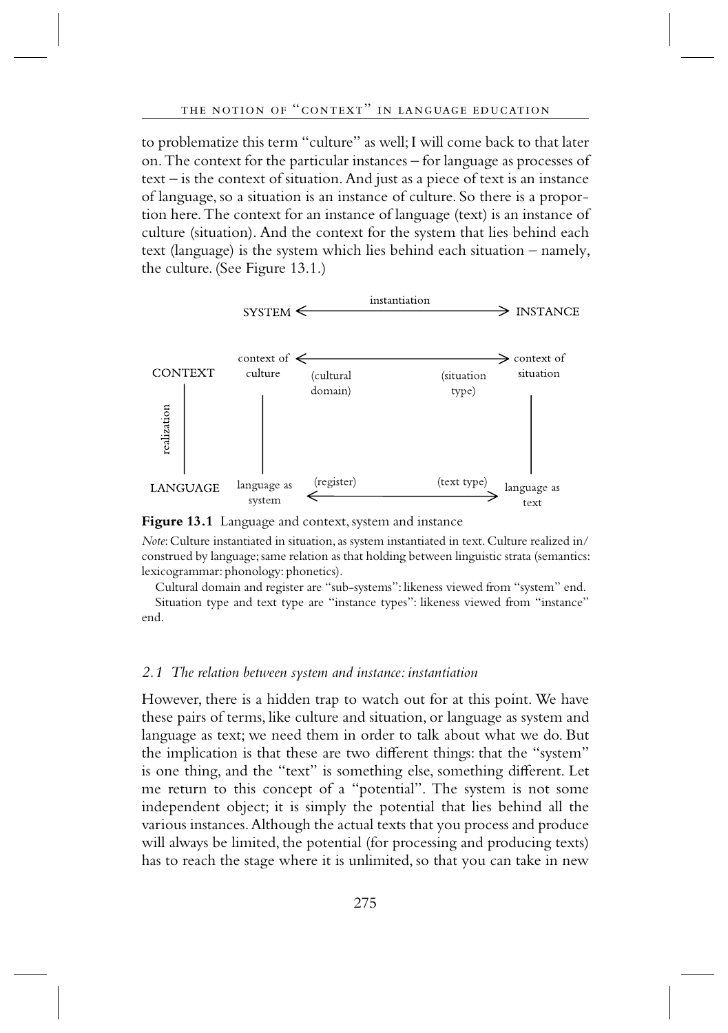to problematize this term "culture" as well; I will come back to that later on. The context for the particular instances – for language as processes of text – is the context of situation. And just as a piece of text is an instance of language, so a situation is an instance of culture. So there is a proportion here. The context for an instance of language (text) is an instance of culture (situation). And the context for the system that lies behind each text (language) is the system which lies behind each situation – namely, the culture. (See Figure 13.1.)

```
                              instantiation
              SYSTEM <------------------------------> INSTANCE

              context of <--------------------------> context of
CONTEXT       culture      (cultural      (situation   situation
   |                        domain)        type)
realization       |                                        |
   |              |                                        |
LANGUAGE      language as  (register)     (text type)  language as
              system     <------------------------->   text
```

**Figure 13.1** Language and context, system and instance

*Note*: Culture instantiated in situation, as system instantiated in text. Culture realized in/construed by language; same relation as that holding between linguistic strata (semantics: lexicogrammar: phonology: phonetics).

Cultural domain and register are "sub-systems": likeness viewed from "system" end.

Situation type and text type are "instance types": likeness viewed from "instance" end.

### *2.1 The relation between system and instance: instantiation*

However, there is a hidden trap to watch out for at this point. We have these pairs of terms, like culture and situation, or language as system and language as text; we need them in order to talk about what we do. But the implication is that these are two different things: that the "system" is one thing, and the "text" is something else, something different. Let me return to this concept of a "potential". The system is not some independent object; it is simply the potential that lies behind all the various instances. Although the actual texts that you process and produce will always be limited, the potential (for processing and producing texts) has to reach the stage where it is unlimited, so that you can take in new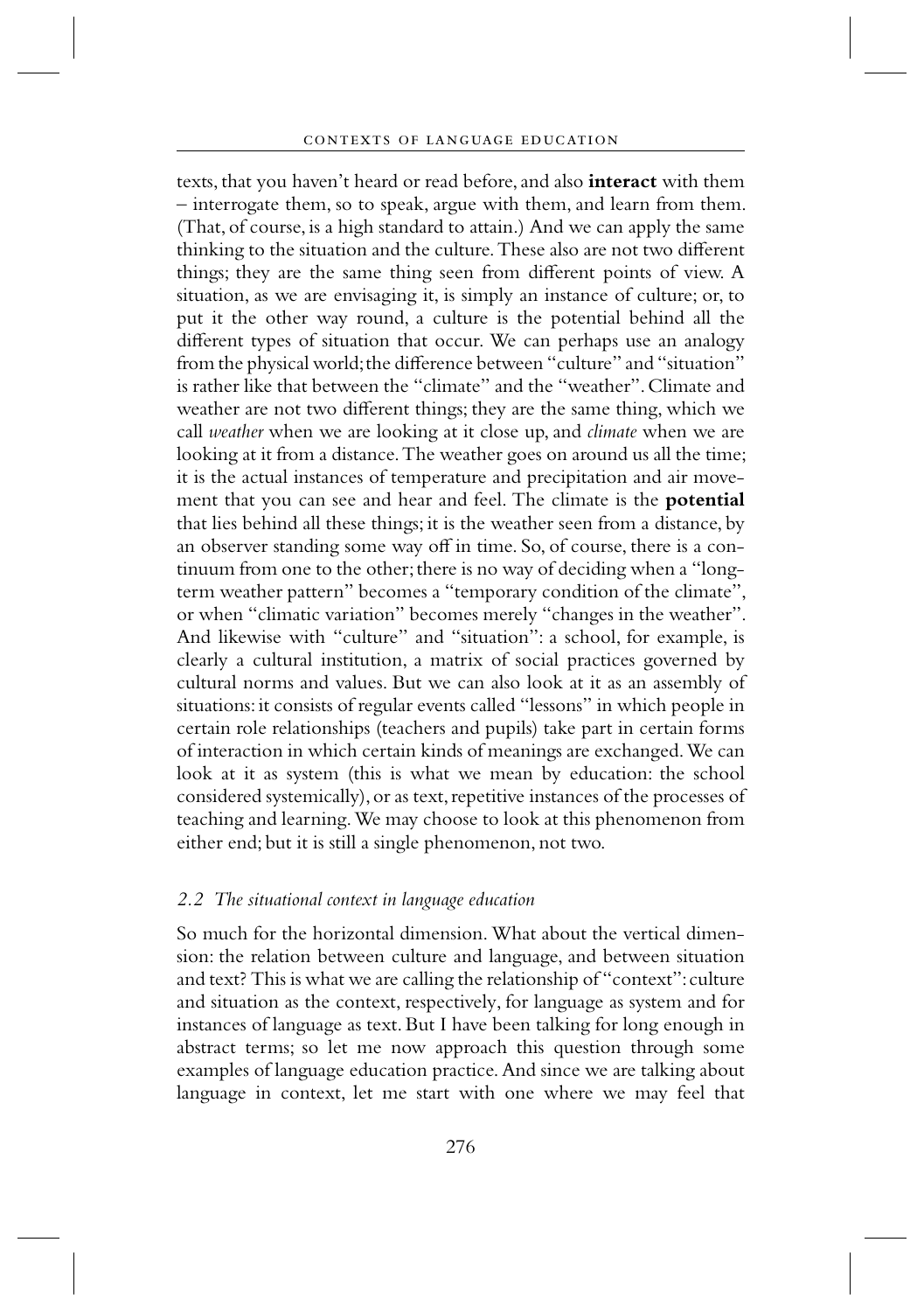texts, that you haven't heard or read before, and also **interact** with them – interrogate them, so to speak, argue with them, and learn from them. (That, of course, is a high standard to attain.) And we can apply the same thinking to the situation and the culture. These also are not two different things; they are the same thing seen from different points of view. A situation, as we are envisaging it, is simply an instance of culture; or, to put it the other way round, a culture is the potential behind all the different types of situation that occur. We can perhaps use an analogy from the physical world; the difference between "culture" and "situation" is rather like that between the "climate" and the "weather". Climate and weather are not two different things; they are the same thing, which we call *weather* when we are looking at it close up, and *climate* when we are looking at it from a distance. The weather goes on around us all the time; it is the actual instances of temperature and precipitation and air movement that you can see and hear and feel. The climate is the **potential** that lies behind all these things; it is the weather seen from a distance, by an observer standing some way off in time. So, of course, there is a continuum from one to the other; there is no way of deciding when a "long-term weather pattern" becomes a "temporary condition of the climate", or when "climatic variation" becomes merely "changes in the weather". And likewise with "culture" and "situation": a school, for example, is clearly a cultural institution, a matrix of social practices governed by cultural norms and values. But we can also look at it as an assembly of situations: it consists of regular events called "lessons" in which people in certain role relationships (teachers and pupils) take part in certain forms of interaction in which certain kinds of meanings are exchanged. We can look at it as system (this is what we mean by education: the school considered systemically), or as text, repetitive instances of the processes of teaching and learning. We may choose to look at this phenomenon from either end; but it is still a single phenomenon, not two.

### *2.2 The situational context in language education*

So much for the horizontal dimension. What about the vertical dimension: the relation between culture and language, and between situation and text? This is what we are calling the relationship of "context": culture and situation as the context, respectively, for language as system and for instances of language as text. But I have been talking for long enough in abstract terms; so let me now approach this question through some examples of language education practice. And since we are talking about language in context, let me start with one where we may feel that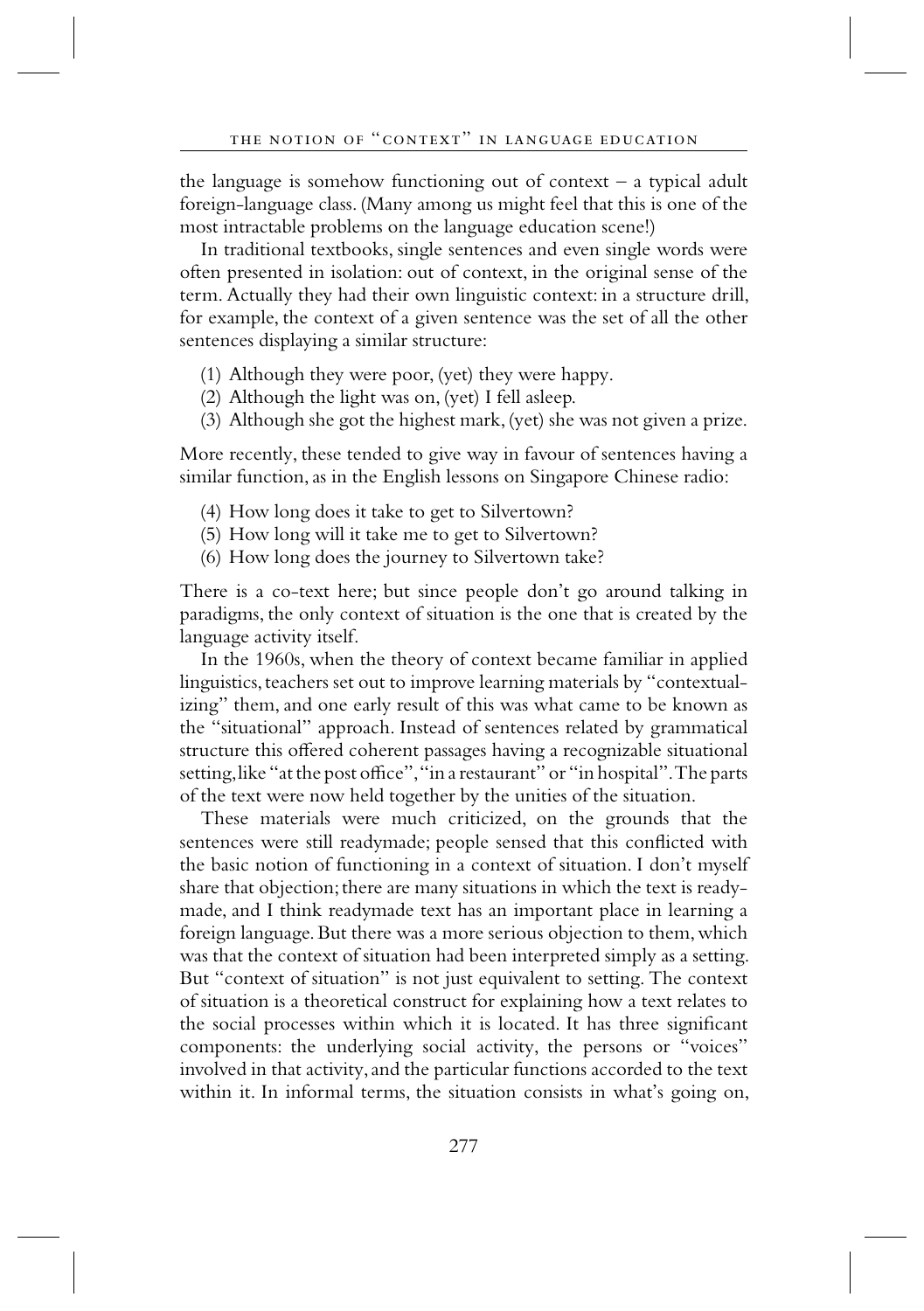the language is somehow functioning out of context – a typical adult foreign-language class. (Many among us might feel that this is one of the most intractable problems on the language education scene!)

In traditional textbooks, single sentences and even single words were often presented in isolation: out of context, in the original sense of the term. Actually they had their own linguistic context: in a structure drill, for example, the context of a given sentence was the set of all the other sentences displaying a similar structure:

(1) Although they were poor, (yet) they were happy.
(2) Although the light was on, (yet) I fell asleep.
(3) Although she got the highest mark, (yet) she was not given a prize.

More recently, these tended to give way in favour of sentences having a similar function, as in the English lessons on Singapore Chinese radio:

(4) How long does it take to get to Silvertown?
(5) How long will it take me to get to Silvertown?
(6) How long does the journey to Silvertown take?

There is a co-text here; but since people don't go around talking in paradigms, the only context of situation is the one that is created by the language activity itself.

In the 1960s, when the theory of context became familiar in applied linguistics, teachers set out to improve learning materials by "contextualizing" them, and one early result of this was what came to be known as the "situational" approach. Instead of sentences related by grammatical structure this offered coherent passages having a recognizable situational setting, like "at the post office", "in a restaurant" or "in hospital". The parts of the text were now held together by the unities of the situation.

These materials were much criticized, on the grounds that the sentences were still readymade; people sensed that this conflicted with the basic notion of functioning in a context of situation. I don't myself share that objection; there are many situations in which the text is ready-made, and I think readymade text has an important place in learning a foreign language. But there was a more serious objection to them, which was that the context of situation had been interpreted simply as a setting. But "context of situation" is not just equivalent to setting. The context of situation is a theoretical construct for explaining how a text relates to the social processes within which it is located. It has three significant components: the underlying social activity, the persons or "voices" involved in that activity, and the particular functions accorded to the text within it. In informal terms, the situation consists in what's going on,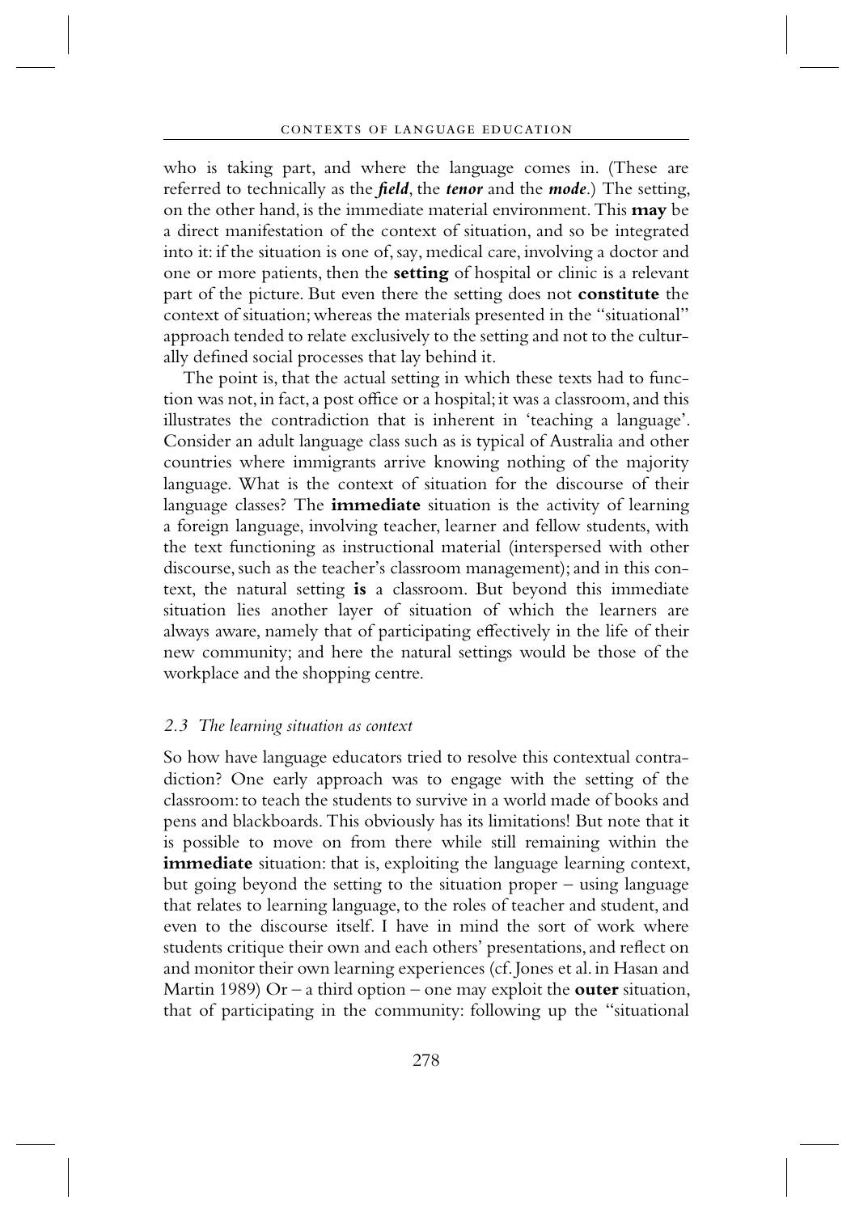who is taking part, and where the language comes in. (These are referred to technically as the ***field***, the ***tenor*** and the ***mode***.) The setting, on the other hand, is the immediate material environment. This **may** be a direct manifestation of the context of situation, and so be integrated into it: if the situation is one of, say, medical care, involving a doctor and one or more patients, then the **setting** of hospital or clinic is a relevant part of the picture. But even there the setting does not **constitute** the context of situation; whereas the materials presented in the "situational" approach tended to relate exclusively to the setting and not to the culturally defined social processes that lay behind it.

The point is, that the actual setting in which these texts had to function was not, in fact, a post office or a hospital; it was a classroom, and this illustrates the contradiction that is inherent in 'teaching a language'. Consider an adult language class such as is typical of Australia and other countries where immigrants arrive knowing nothing of the majority language. What is the context of situation for the discourse of their language classes? The **immediate** situation is the activity of learning a foreign language, involving teacher, learner and fellow students, with the text functioning as instructional material (interspersed with other discourse, such as the teacher's classroom management); and in this context, the natural setting **is** a classroom. But beyond this immediate situation lies another layer of situation of which the learners are always aware, namely that of participating effectively in the life of their new community; and here the natural settings would be those of the workplace and the shopping centre.

### *2.3 The learning situation as context*

So how have language educators tried to resolve this contextual contradiction? One early approach was to engage with the setting of the classroom: to teach the students to survive in a world made of books and pens and blackboards. This obviously has its limitations! But note that it is possible to move on from there while still remaining within the **immediate** situation: that is, exploiting the language learning context, but going beyond the setting to the situation proper – using language that relates to learning language, to the roles of teacher and student, and even to the discourse itself. I have in mind the sort of work where students critique their own and each others' presentations, and reflect on and monitor their own learning experiences (cf. Jones et al. in Hasan and Martin 1989) Or – a third option – one may exploit the **outer** situation, that of participating in the community: following up the "situational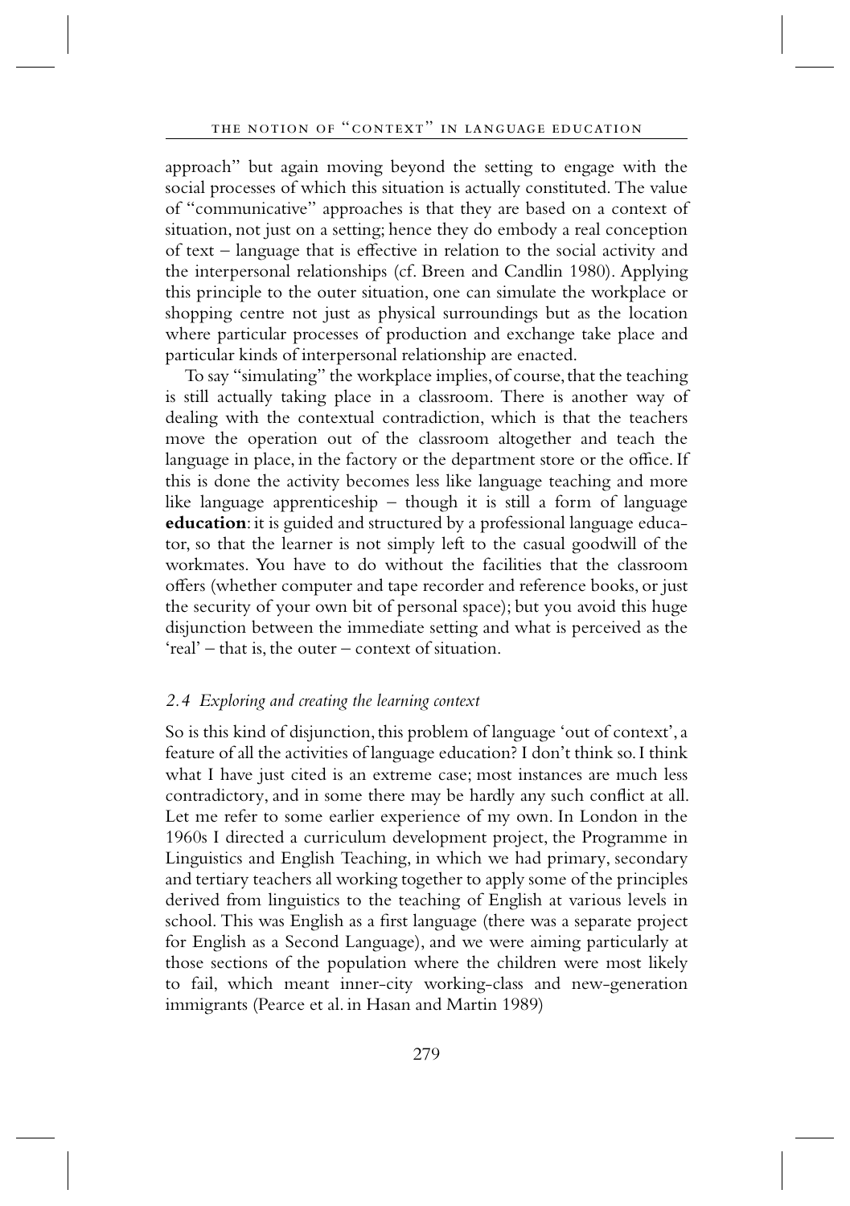approach" but again moving beyond the setting to engage with the social processes of which this situation is actually constituted. The value of "communicative" approaches is that they are based on a context of situation, not just on a setting; hence they do embody a real conception of text – language that is effective in relation to the social activity and the interpersonal relationships (cf. Breen and Candlin 1980). Applying this principle to the outer situation, one can simulate the workplace or shopping centre not just as physical surroundings but as the location where particular processes of production and exchange take place and particular kinds of interpersonal relationship are enacted.

To say "simulating" the workplace implies, of course, that the teaching is still actually taking place in a classroom. There is another way of dealing with the contextual contradiction, which is that the teachers move the operation out of the classroom altogether and teach the language in place, in the factory or the department store or the office. If this is done the activity becomes less like language teaching and more like language apprenticeship – though it is still a form of language **education**: it is guided and structured by a professional language educator, so that the learner is not simply left to the casual goodwill of the workmates. You have to do without the facilities that the classroom offers (whether computer and tape recorder and reference books, or just the security of your own bit of personal space); but you avoid this huge disjunction between the immediate setting and what is perceived as the 'real' – that is, the outer – context of situation.

### *2.4 Exploring and creating the learning context*

So is this kind of disjunction, this problem of language 'out of context', a feature of all the activities of language education? I don't think so. I think what I have just cited is an extreme case; most instances are much less contradictory, and in some there may be hardly any such conflict at all. Let me refer to some earlier experience of my own. In London in the 1960s I directed a curriculum development project, the Programme in Linguistics and English Teaching, in which we had primary, secondary and tertiary teachers all working together to apply some of the principles derived from linguistics to the teaching of English at various levels in school. This was English as a first language (there was a separate project for English as a Second Language), and we were aiming particularly at those sections of the population where the children were most likely to fail, which meant inner-city working-class and new-generation immigrants (Pearce et al. in Hasan and Martin 1989)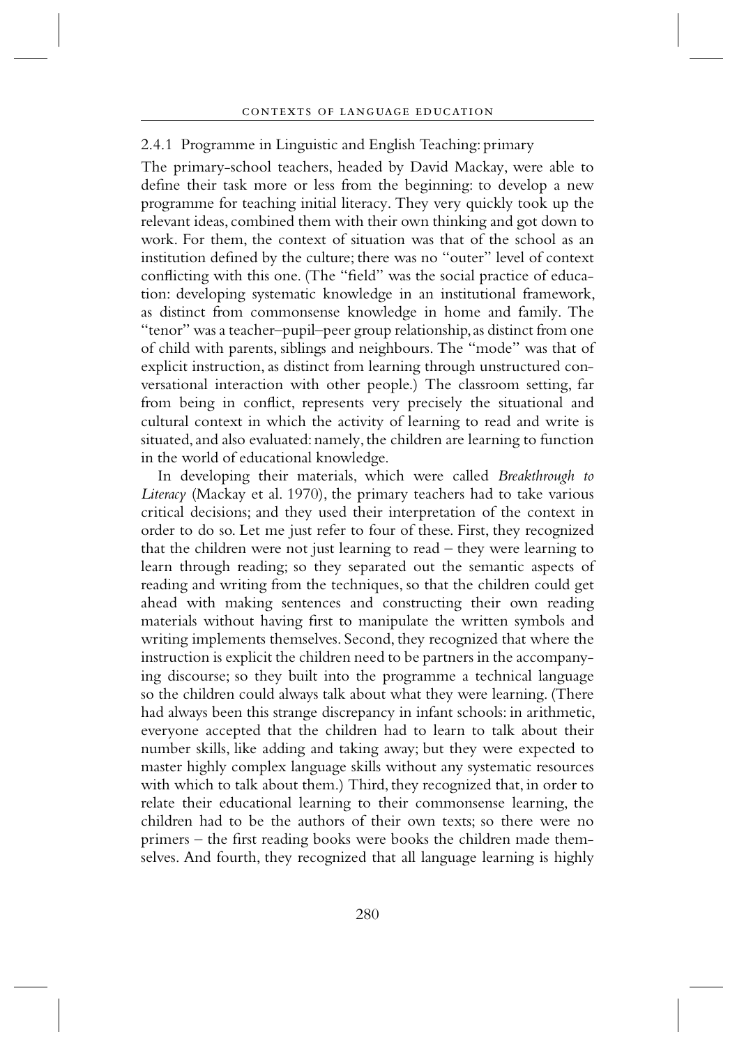### 2.4.1 Programme in Linguistic and English Teaching: primary

The primary-school teachers, headed by David Mackay, were able to define their task more or less from the beginning: to develop a new programme for teaching initial literacy. They very quickly took up the relevant ideas, combined them with their own thinking and got down to work. For them, the context of situation was that of the school as an institution defined by the culture; there was no "outer" level of context conflicting with this one. (The "field" was the social practice of education: developing systematic knowledge in an institutional framework, as distinct from commonsense knowledge in home and family. The "tenor" was a teacher–pupil–peer group relationship, as distinct from one of child with parents, siblings and neighbours. The "mode" was that of explicit instruction, as distinct from learning through unstructured conversational interaction with other people.) The classroom setting, far from being in conflict, represents very precisely the situational and cultural context in which the activity of learning to read and write is situated, and also evaluated: namely, the children are learning to function in the world of educational knowledge.

In developing their materials, which were called *Breakthrough to Literacy* (Mackay et al. 1970), the primary teachers had to take various critical decisions; and they used their interpretation of the context in order to do so. Let me just refer to four of these. First, they recognized that the children were not just learning to read – they were learning to learn through reading; so they separated out the semantic aspects of reading and writing from the techniques, so that the children could get ahead with making sentences and constructing their own reading materials without having first to manipulate the written symbols and writing implements themselves. Second, they recognized that where the instruction is explicit the children need to be partners in the accompanying discourse; so they built into the programme a technical language so the children could always talk about what they were learning. (There had always been this strange discrepancy in infant schools: in arithmetic, everyone accepted that the children had to learn to talk about their number skills, like adding and taking away; but they were expected to master highly complex language skills without any systematic resources with which to talk about them.) Third, they recognized that, in order to relate their educational learning to their commonsense learning, the children had to be the authors of their own texts; so there were no primers – the first reading books were books the children made themselves. And fourth, they recognized that all language learning is highly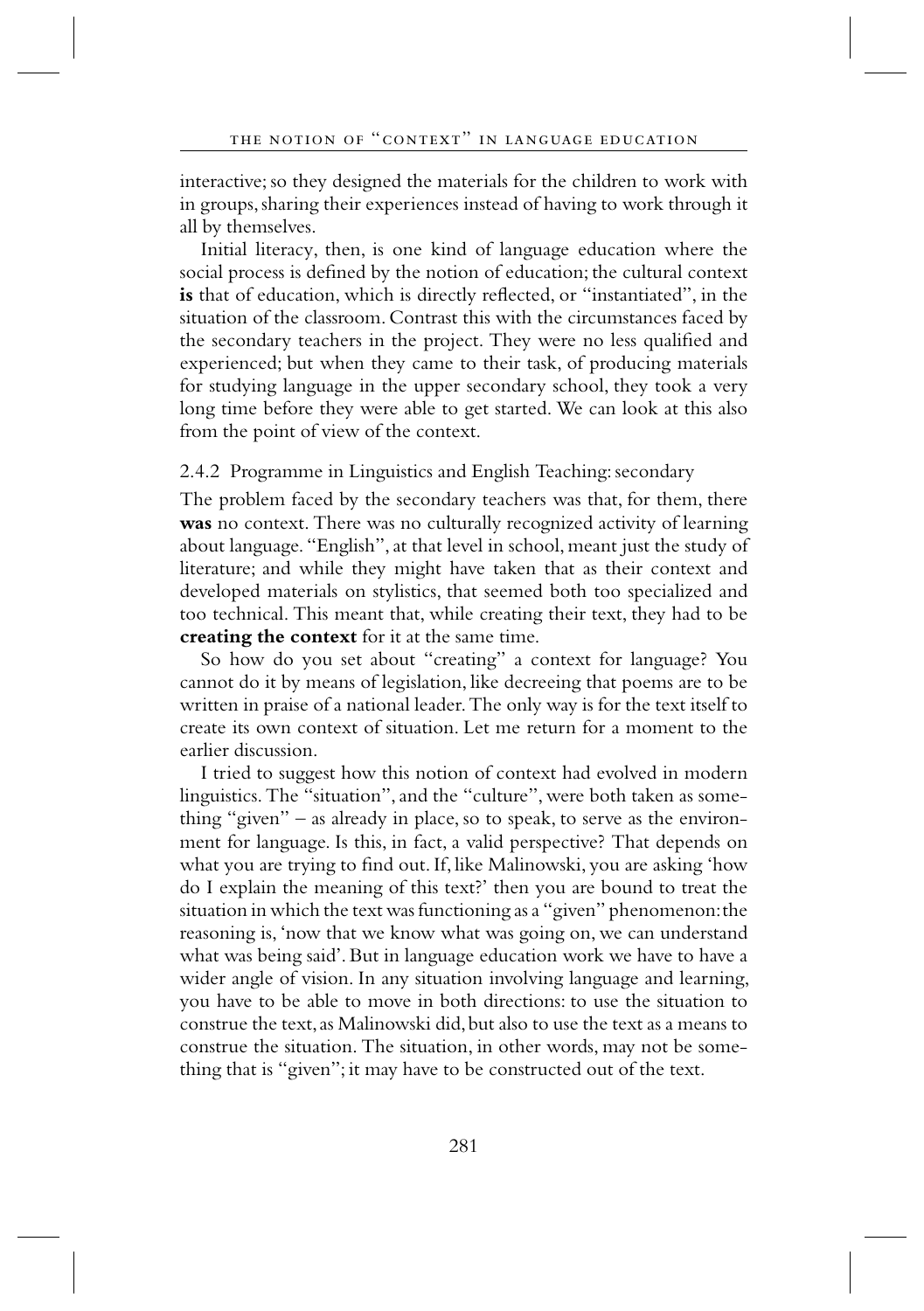interactive; so they designed the materials for the children to work with in groups, sharing their experiences instead of having to work through it all by themselves.

Initial literacy, then, is one kind of language education where the social process is defined by the notion of education; the cultural context **is** that of education, which is directly reflected, or "instantiated", in the situation of the classroom. Contrast this with the circumstances faced by the secondary teachers in the project. They were no less qualified and experienced; but when they came to their task, of producing materials for studying language in the upper secondary school, they took a very long time before they were able to get started. We can look at this also from the point of view of the context.

### 2.4.2 Programme in Linguistics and English Teaching: secondary

The problem faced by the secondary teachers was that, for them, there **was** no context. There was no culturally recognized activity of learning about language. "English", at that level in school, meant just the study of literature; and while they might have taken that as their context and developed materials on stylistics, that seemed both too specialized and too technical. This meant that, while creating their text, they had to be **creating the context** for it at the same time.

So how do you set about "creating" a context for language? You cannot do it by means of legislation, like decreeing that poems are to be written in praise of a national leader. The only way is for the text itself to create its own context of situation. Let me return for a moment to the earlier discussion.

I tried to suggest how this notion of context had evolved in modern linguistics. The "situation", and the "culture", were both taken as something "given" – as already in place, so to speak, to serve as the environment for language. Is this, in fact, a valid perspective? That depends on what you are trying to find out. If, like Malinowski, you are asking 'how do I explain the meaning of this text?' then you are bound to treat the situation in which the text was functioning as a "given" phenomenon: the reasoning is, 'now that we know what was going on, we can understand what was being said'. But in language education work we have to have a wider angle of vision. In any situation involving language and learning, you have to be able to move in both directions: to use the situation to construe the text, as Malinowski did, but also to use the text as a means to construe the situation. The situation, in other words, may not be something that is "given"; it may have to be constructed out of the text.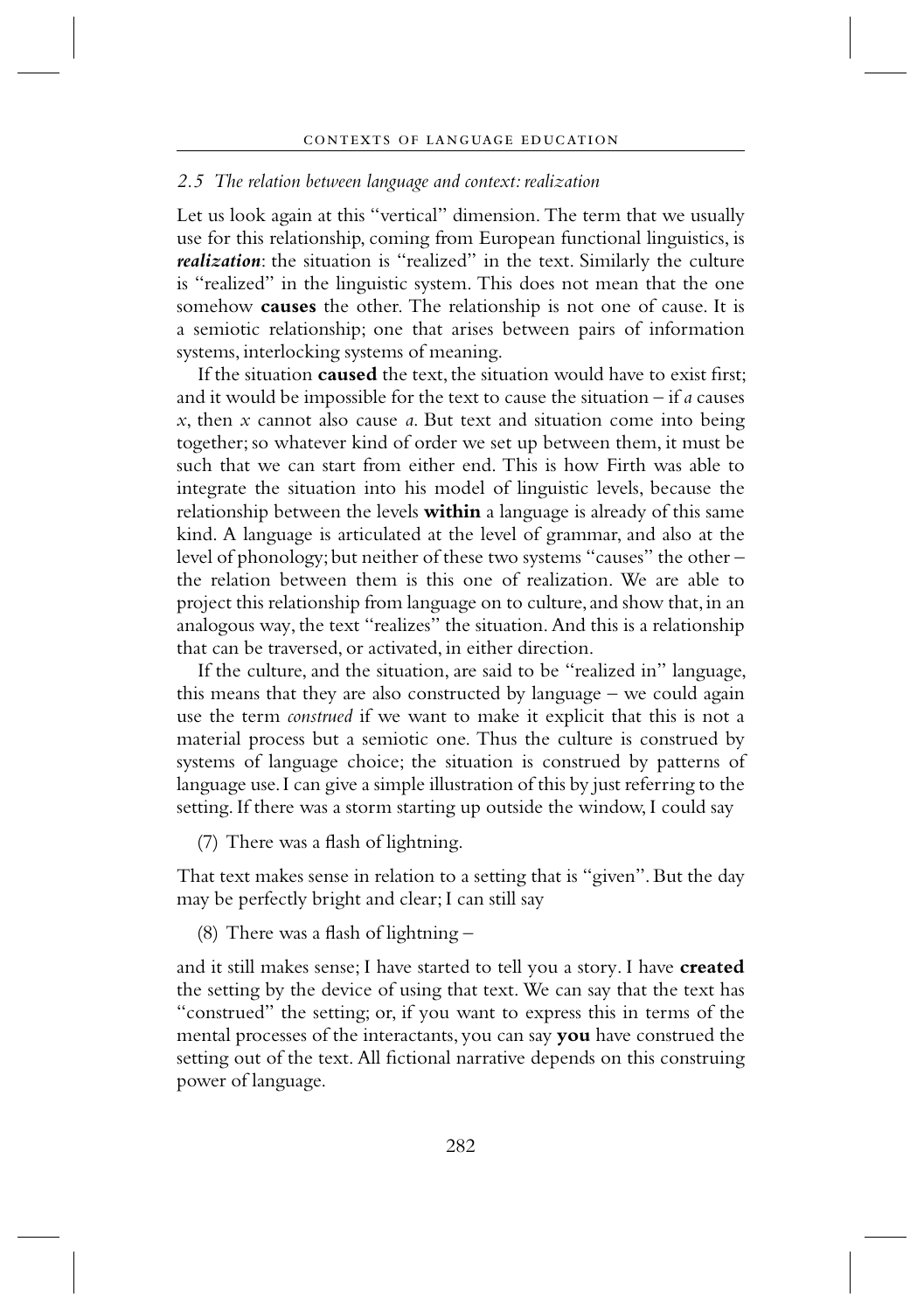### *2.5 The relation between language and context: realization*

Let us look again at this "vertical" dimension. The term that we usually use for this relationship, coming from European functional linguistics, is ***realization***: the situation is "realized" in the text. Similarly the culture is "realized" in the linguistic system. This does not mean that the one somehow **causes** the other. The relationship is not one of cause. It is a semiotic relationship; one that arises between pairs of information systems, interlocking systems of meaning.

If the situation **caused** the text, the situation would have to exist first; and it would be impossible for the text to cause the situation – if *a* causes *x*, then *x* cannot also cause *a*. But text and situation come into being together; so whatever kind of order we set up between them, it must be such that we can start from either end. This is how Firth was able to integrate the situation into his model of linguistic levels, because the relationship between the levels **within** a language is already of this same kind. A language is articulated at the level of grammar, and also at the level of phonology; but neither of these two systems "causes" the other – the relation between them is this one of realization. We are able to project this relationship from language on to culture, and show that, in an analogous way, the text "realizes" the situation. And this is a relationship that can be traversed, or activated, in either direction.

If the culture, and the situation, are said to be "realized in" language, this means that they are also constructed by language – we could again use the term *construed* if we want to make it explicit that this is not a material process but a semiotic one. Thus the culture is construed by systems of language choice; the situation is construed by patterns of language use. I can give a simple illustration of this by just referring to the setting. If there was a storm starting up outside the window, I could say

(7) There was a flash of lightning.

That text makes sense in relation to a setting that is "given". But the day may be perfectly bright and clear; I can still say

(8) There was a flash of lightning –

and it still makes sense; I have started to tell you a story. I have **created** the setting by the device of using that text. We can say that the text has "construed" the setting; or, if you want to express this in terms of the mental processes of the interactants, you can say **you** have construed the setting out of the text. All fictional narrative depends on this construing power of language.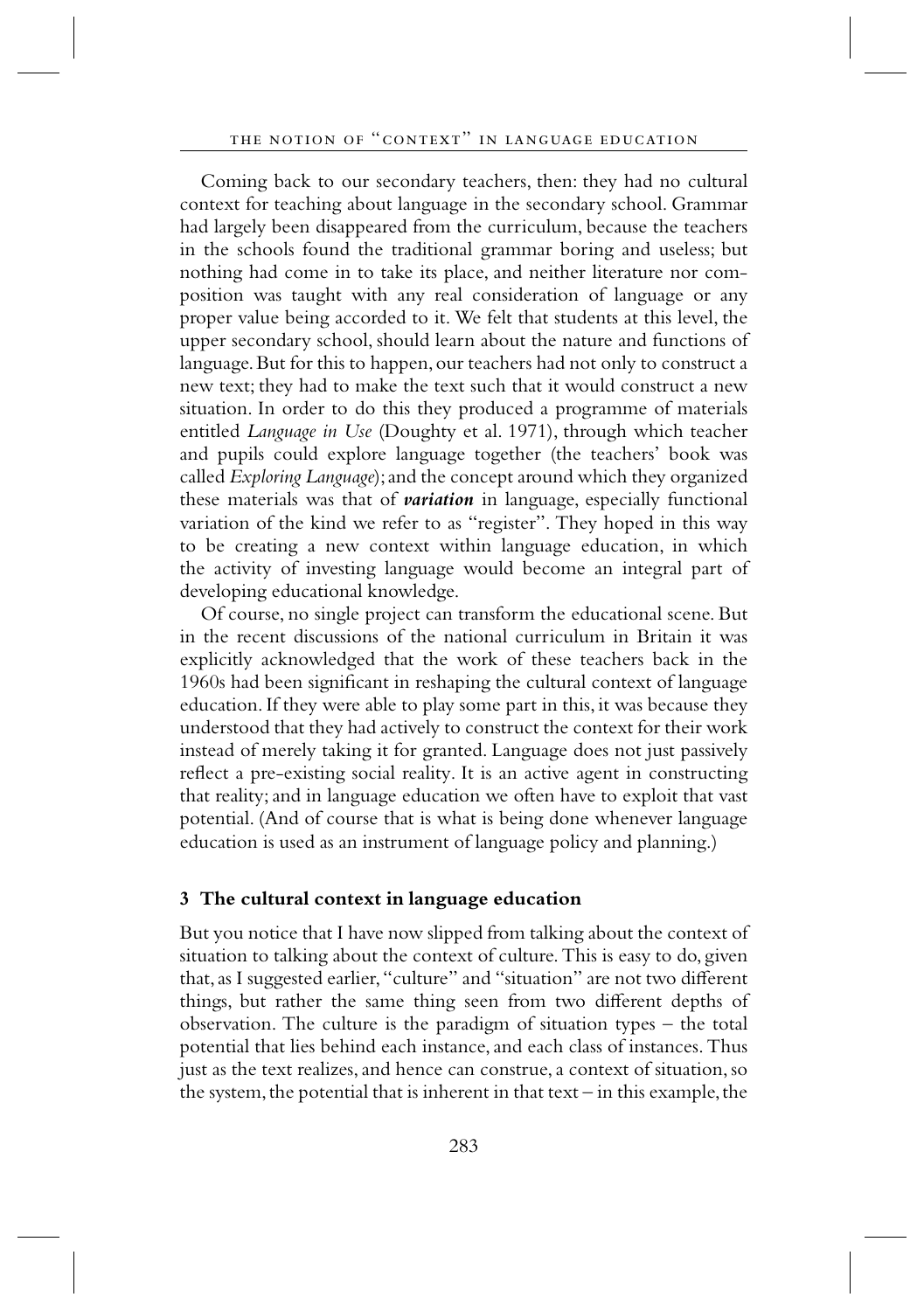Coming back to our secondary teachers, then: they had no cultural context for teaching about language in the secondary school. Grammar had largely been disappeared from the curriculum, because the teachers in the schools found the traditional grammar boring and useless; but nothing had come in to take its place, and neither literature nor composition was taught with any real consideration of language or any proper value being accorded to it. We felt that students at this level, the upper secondary school, should learn about the nature and functions of language. But for this to happen, our teachers had not only to construct a new text; they had to make the text such that it would construct a new situation. In order to do this they produced a programme of materials entitled *Language in Use* (Doughty et al. 1971), through which teacher and pupils could explore language together (the teachers' book was called *Exploring Language*); and the concept around which they organized these materials was that of ***variation*** in language, especially functional variation of the kind we refer to as "register". They hoped in this way to be creating a new context within language education, in which the activity of investing language would become an integral part of developing educational knowledge.

Of course, no single project can transform the educational scene. But in the recent discussions of the national curriculum in Britain it was explicitly acknowledged that the work of these teachers back in the 1960s had been significant in reshaping the cultural context of language education. If they were able to play some part in this, it was because they understood that they had actively to construct the context for their work instead of merely taking it for granted. Language does not just passively reflect a pre-existing social reality. It is an active agent in constructing that reality; and in language education we often have to exploit that vast potential. (And of course that is what is being done whenever language education is used as an instrument of language policy and planning.)

### 3 The cultural context in language education

But you notice that I have now slipped from talking about the context of situation to talking about the context of culture. This is easy to do, given that, as I suggested earlier, "culture" and "situation" are not two different things, but rather the same thing seen from two different depths of observation. The culture is the paradigm of situation types – the total potential that lies behind each instance, and each class of instances. Thus just as the text realizes, and hence can construe, a context of situation, so the system, the potential that is inherent in that text – in this example, the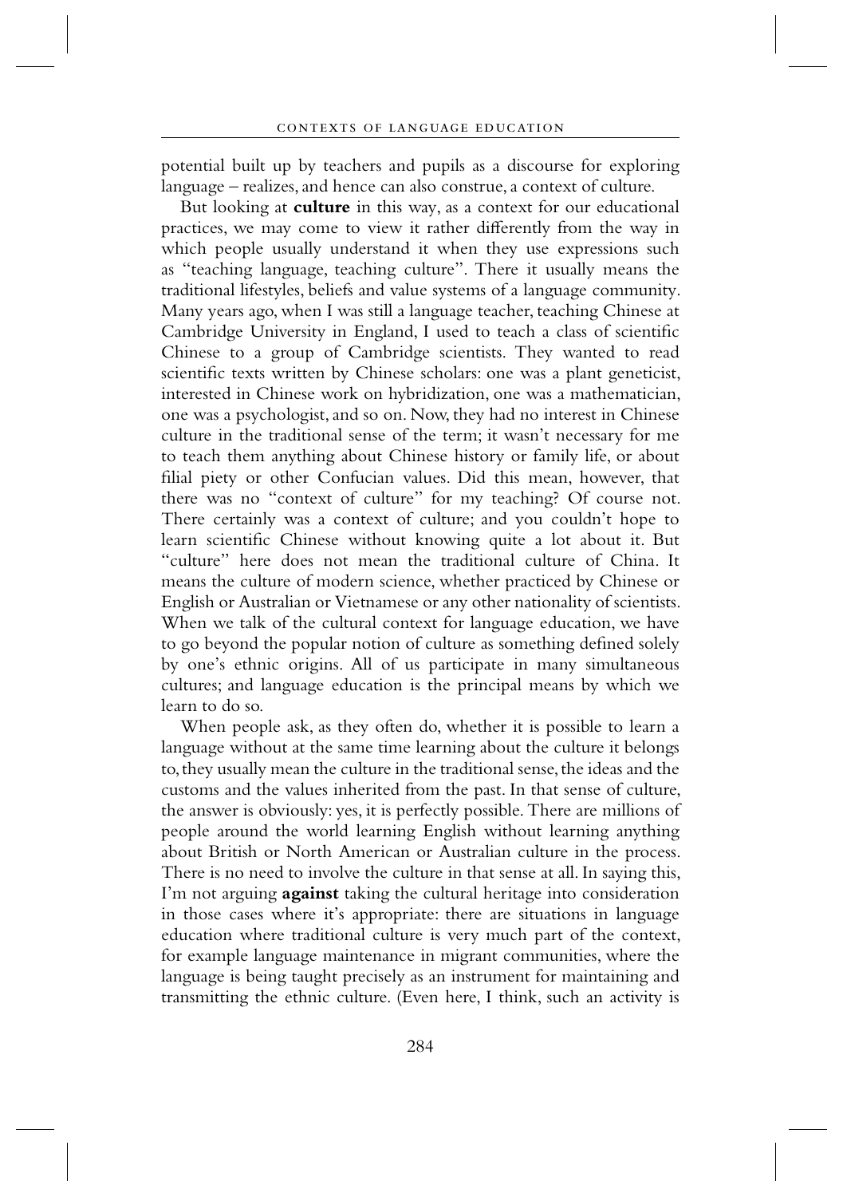potential built up by teachers and pupils as a discourse for exploring language – realizes, and hence can also construe, a context of culture.

But looking at **culture** in this way, as a context for our educational practices, we may come to view it rather differently from the way in which people usually understand it when they use expressions such as "teaching language, teaching culture". There it usually means the traditional lifestyles, beliefs and value systems of a language community. Many years ago, when I was still a language teacher, teaching Chinese at Cambridge University in England, I used to teach a class of scientific Chinese to a group of Cambridge scientists. They wanted to read scientific texts written by Chinese scholars: one was a plant geneticist, interested in Chinese work on hybridization, one was a mathematician, one was a psychologist, and so on. Now, they had no interest in Chinese culture in the traditional sense of the term; it wasn't necessary for me to teach them anything about Chinese history or family life, or about filial piety or other Confucian values. Did this mean, however, that there was no "context of culture" for my teaching? Of course not. There certainly was a context of culture; and you couldn't hope to learn scientific Chinese without knowing quite a lot about it. But "culture" here does not mean the traditional culture of China. It means the culture of modern science, whether practiced by Chinese or English or Australian or Vietnamese or any other nationality of scientists. When we talk of the cultural context for language education, we have to go beyond the popular notion of culture as something defined solely by one's ethnic origins. All of us participate in many simultaneous cultures; and language education is the principal means by which we learn to do so.

When people ask, as they often do, whether it is possible to learn a language without at the same time learning about the culture it belongs to, they usually mean the culture in the traditional sense, the ideas and the customs and the values inherited from the past. In that sense of culture, the answer is obviously: yes, it is perfectly possible. There are millions of people around the world learning English without learning anything about British or North American or Australian culture in the process. There is no need to involve the culture in that sense at all. In saying this, I'm not arguing **against** taking the cultural heritage into consideration in those cases where it's appropriate: there are situations in language education where traditional culture is very much part of the context, for example language maintenance in migrant communities, where the language is being taught precisely as an instrument for maintaining and transmitting the ethnic culture. (Even here, I think, such an activity is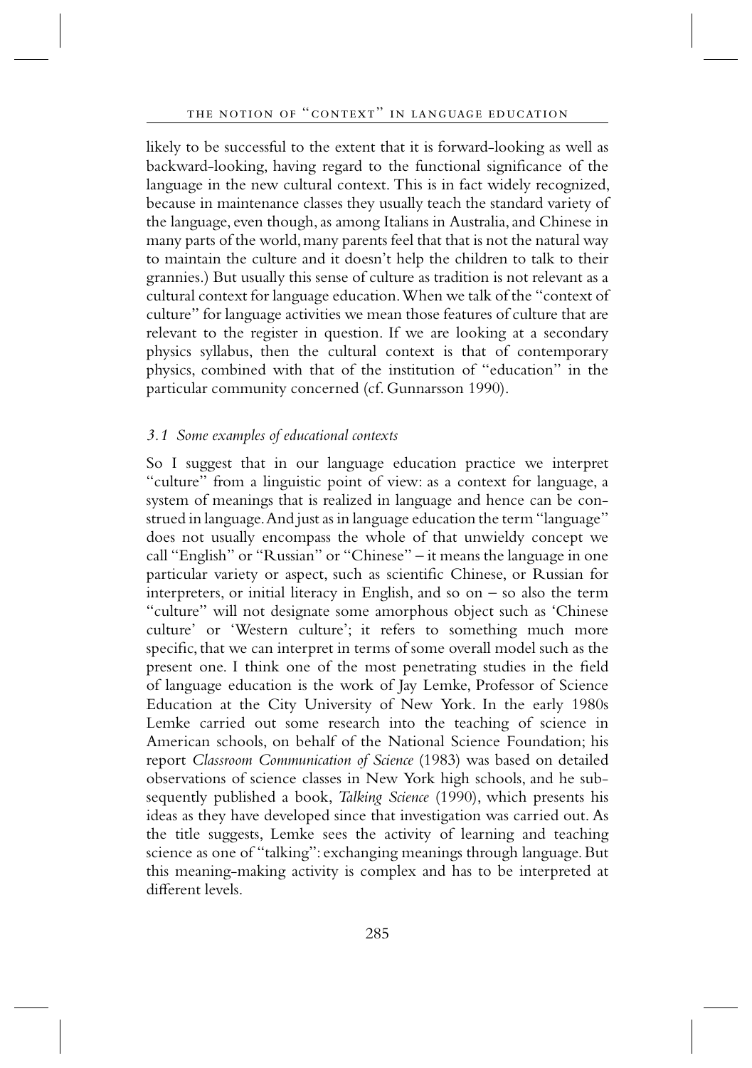likely to be successful to the extent that it is forward-looking as well as backward-looking, having regard to the functional significance of the language in the new cultural context. This is in fact widely recognized, because in maintenance classes they usually teach the standard variety of the language, even though, as among Italians in Australia, and Chinese in many parts of the world, many parents feel that that is not the natural way to maintain the culture and it doesn't help the children to talk to their grannies.) But usually this sense of culture as tradition is not relevant as a cultural context for language education. When we talk of the "context of culture" for language activities we mean those features of culture that are relevant to the register in question. If we are looking at a secondary physics syllabus, then the cultural context is that of contemporary physics, combined with that of the institution of "education" in the particular community concerned (cf. Gunnarsson 1990).

### *3.1 Some examples of educational contexts*

So I suggest that in our language education practice we interpret "culture" from a linguistic point of view: as a context for language, a system of meanings that is realized in language and hence can be construed in language. And just as in language education the term "language" does not usually encompass the whole of that unwieldy concept we call "English" or "Russian" or "Chinese" – it means the language in one particular variety or aspect, such as scientific Chinese, or Russian for interpreters, or initial literacy in English, and so on – so also the term "culture" will not designate some amorphous object such as 'Chinese culture' or 'Western culture'; it refers to something much more specific, that we can interpret in terms of some overall model such as the present one. I think one of the most penetrating studies in the field of language education is the work of Jay Lemke, Professor of Science Education at the City University of New York. In the early 1980s Lemke carried out some research into the teaching of science in American schools, on behalf of the National Science Foundation; his report *Classroom Communication of Science* (1983) was based on detailed observations of science classes in New York high schools, and he subsequently published a book, *Talking Science* (1990), which presents his ideas as they have developed since that investigation was carried out. As the title suggests, Lemke sees the activity of learning and teaching science as one of "talking": exchanging meanings through language. But this meaning-making activity is complex and has to be interpreted at different levels.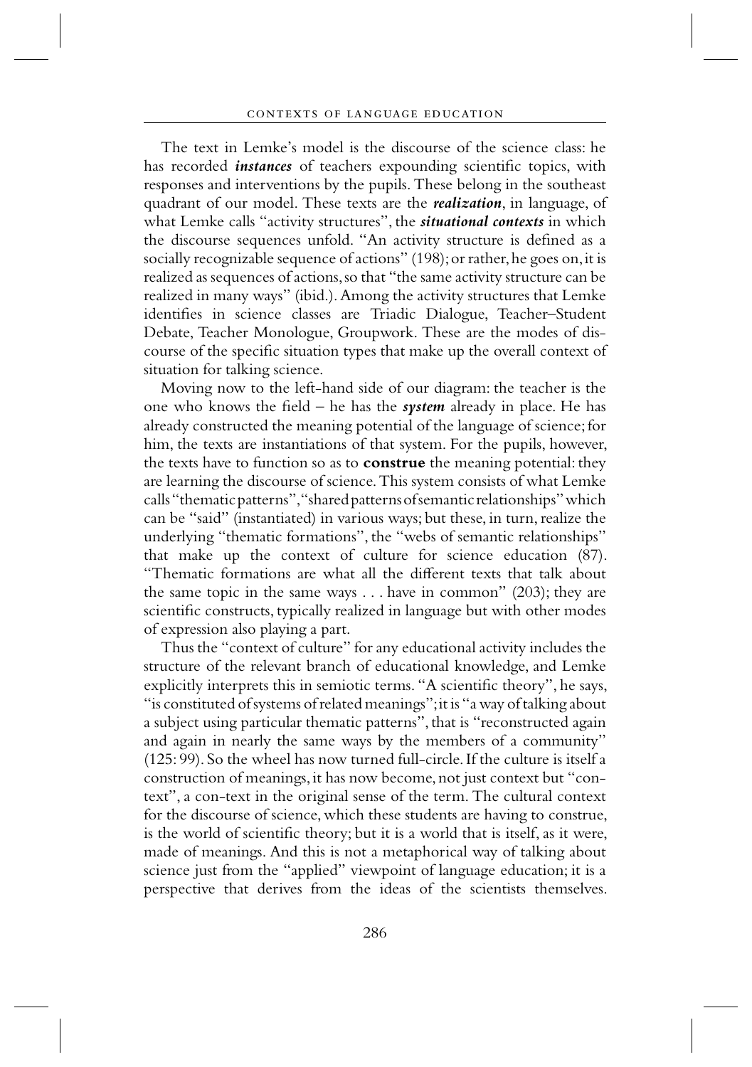The text in Lemke's model is the discourse of the science class: he has recorded ***instances*** of teachers expounding scientific topics, with responses and interventions by the pupils. These belong in the southeast quadrant of our model. These texts are the ***realization***, in language, of what Lemke calls "activity structures", the ***situational contexts*** in which the discourse sequences unfold. "An activity structure is defined as a socially recognizable sequence of actions" (198); or rather, he goes on, it is realized as sequences of actions, so that "the same activity structure can be realized in many ways" (ibid.). Among the activity structures that Lemke identifies in science classes are Triadic Dialogue, Teacher–Student Debate, Teacher Monologue, Groupwork. These are the modes of discourse of the specific situation types that make up the overall context of situation for talking science.

Moving now to the left-hand side of our diagram: the teacher is the one who knows the field – he has the ***system*** already in place. He has already constructed the meaning potential of the language of science; for him, the texts are instantiations of that system. For the pupils, however, the texts have to function so as to **construe** the meaning potential: they are learning the discourse of science. This system consists of what Lemke calls "thematic patterns", "shared patterns of semantic relationships" which can be "said" (instantiated) in various ways; but these, in turn, realize the underlying "thematic formations", the "webs of semantic relationships" that make up the context of culture for science education (87). "Thematic formations are what all the different texts that talk about the same topic in the same ways . . . have in common" (203); they are scientific constructs, typically realized in language but with other modes of expression also playing a part.

Thus the "context of culture" for any educational activity includes the structure of the relevant branch of educational knowledge, and Lemke explicitly interprets this in semiotic terms. "A scientific theory", he says, "is constituted of systems of related meanings"; it is "a way of talking about a subject using particular thematic patterns", that is "reconstructed again and again in nearly the same ways by the members of a community" (125: 99). So the wheel has now turned full-circle. If the culture is itself a construction of meanings, it has now become, not just context but "con-text", a con-text in the original sense of the term. The cultural context for the discourse of science, which these students are having to construe, is the world of scientific theory; but it is a world that is itself, as it were, made of meanings. And this is not a metaphorical way of talking about science just from the "applied" viewpoint of language education; it is a perspective that derives from the ideas of the scientists themselves.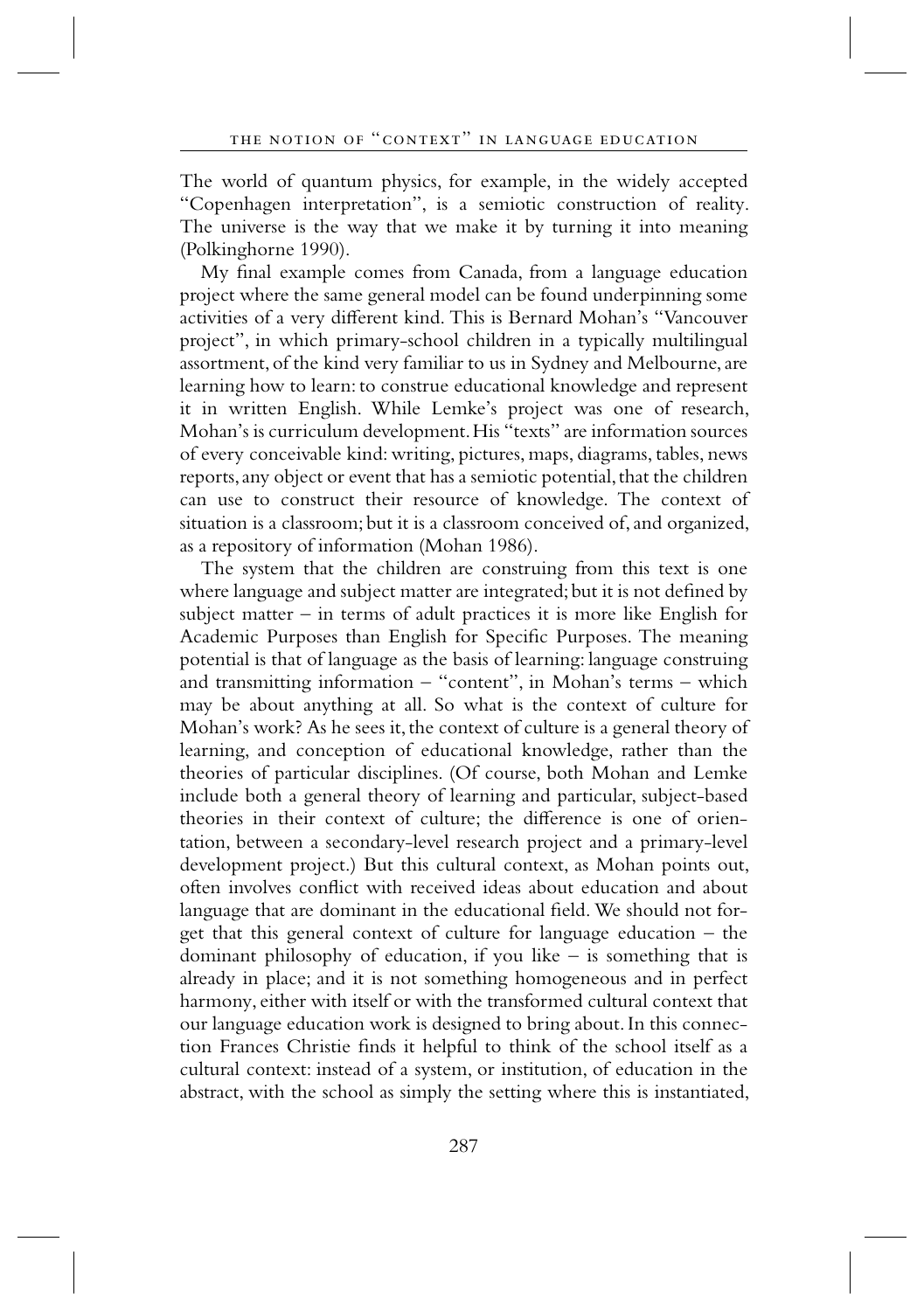The world of quantum physics, for example, in the widely accepted "Copenhagen interpretation", is a semiotic construction of reality. The universe is the way that we make it by turning it into meaning (Polkinghorne 1990).

My final example comes from Canada, from a language education project where the same general model can be found underpinning some activities of a very different kind. This is Bernard Mohan's "Vancouver project", in which primary-school children in a typically multilingual assortment, of the kind very familiar to us in Sydney and Melbourne, are learning how to learn: to construe educational knowledge and represent it in written English. While Lemke's project was one of research, Mohan's is curriculum development. His "texts" are information sources of every conceivable kind: writing, pictures, maps, diagrams, tables, news reports, any object or event that has a semiotic potential, that the children can use to construct their resource of knowledge. The context of situation is a classroom; but it is a classroom conceived of, and organized, as a repository of information (Mohan 1986).

The system that the children are construing from this text is one where language and subject matter are integrated; but it is not defined by subject matter – in terms of adult practices it is more like English for Academic Purposes than English for Specific Purposes. The meaning potential is that of language as the basis of learning: language construing and transmitting information – "content", in Mohan's terms – which may be about anything at all. So what is the context of culture for Mohan's work? As he sees it, the context of culture is a general theory of learning, and conception of educational knowledge, rather than the theories of particular disciplines. (Of course, both Mohan and Lemke include both a general theory of learning and particular, subject-based theories in their context of culture; the difference is one of orientation, between a secondary-level research project and a primary-level development project.) But this cultural context, as Mohan points out, often involves conflict with received ideas about education and about language that are dominant in the educational field. We should not forget that this general context of culture for language education – the dominant philosophy of education, if you like – is something that is already in place; and it is not something homogeneous and in perfect harmony, either with itself or with the transformed cultural context that our language education work is designed to bring about. In this connection Frances Christie finds it helpful to think of the school itself as a cultural context: instead of a system, or institution, of education in the abstract, with the school as simply the setting where this is instantiated,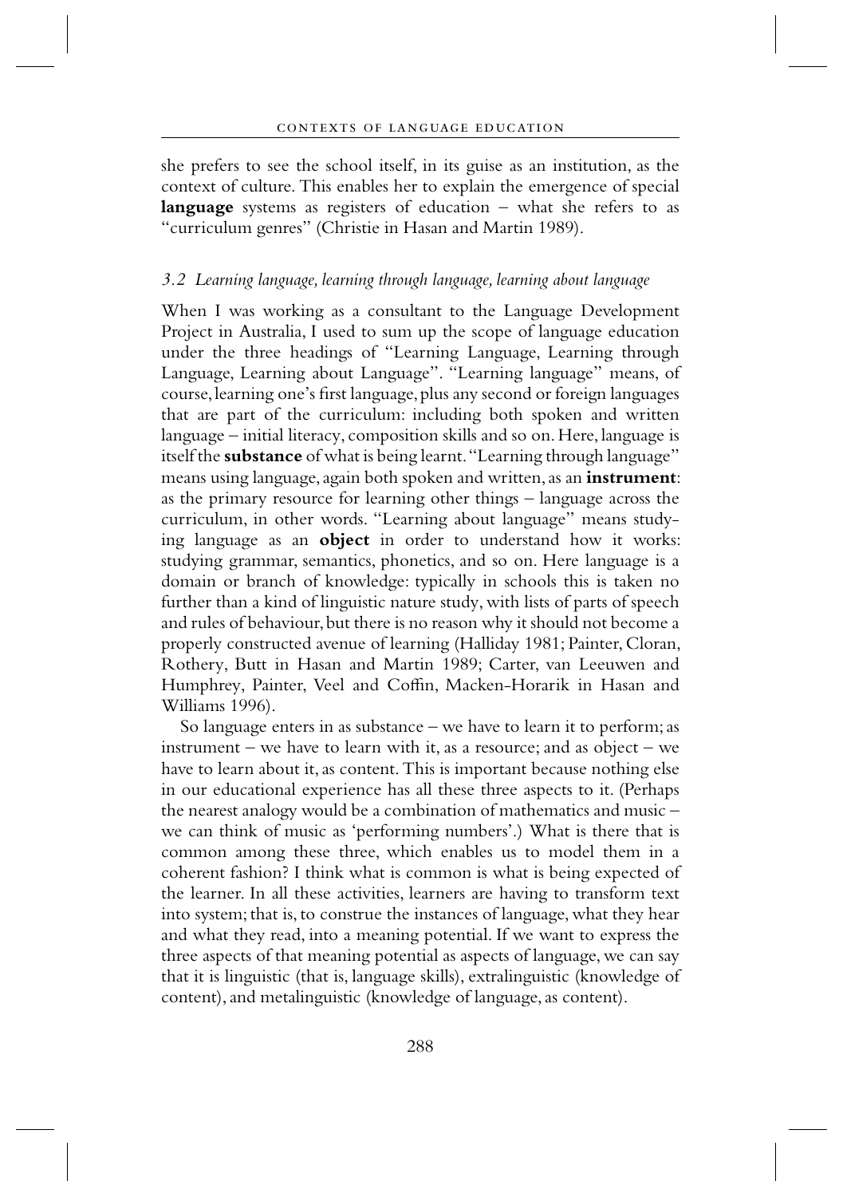she prefers to see the school itself, in its guise as an institution, as the context of culture. This enables her to explain the emergence of special **language** systems as registers of education – what she refers to as "curriculum genres" (Christie in Hasan and Martin 1989).

### *3.2 Learning language, learning through language, learning about language*

When I was working as a consultant to the Language Development Project in Australia, I used to sum up the scope of language education under the three headings of "Learning Language, Learning through Language, Learning about Language". "Learning language" means, of course, learning one's first language, plus any second or foreign languages that are part of the curriculum: including both spoken and written language – initial literacy, composition skills and so on. Here, language is itself the **substance** of what is being learnt. "Learning through language" means using language, again both spoken and written, as an **instrument**: as the primary resource for learning other things – language across the curriculum, in other words. "Learning about language" means studying language as an **object** in order to understand how it works: studying grammar, semantics, phonetics, and so on. Here language is a domain or branch of knowledge: typically in schools this is taken no further than a kind of linguistic nature study, with lists of parts of speech and rules of behaviour, but there is no reason why it should not become a properly constructed avenue of learning (Halliday 1981; Painter, Cloran, Rothery, Butt in Hasan and Martin 1989; Carter, van Leeuwen and Humphrey, Painter, Veel and Coffin, Macken-Horarik in Hasan and Williams 1996).

So language enters in as substance – we have to learn it to perform; as instrument – we have to learn with it, as a resource; and as object – we have to learn about it, as content. This is important because nothing else in our educational experience has all these three aspects to it. (Perhaps the nearest analogy would be a combination of mathematics and music – we can think of music as 'performing numbers'.) What is there that is common among these three, which enables us to model them in a coherent fashion? I think what is common is what is being expected of the learner. In all these activities, learners are having to transform text into system; that is, to construe the instances of language, what they hear and what they read, into a meaning potential. If we want to express the three aspects of that meaning potential as aspects of language, we can say that it is linguistic (that is, language skills), extralinguistic (knowledge of content), and metalinguistic (knowledge of language, as content).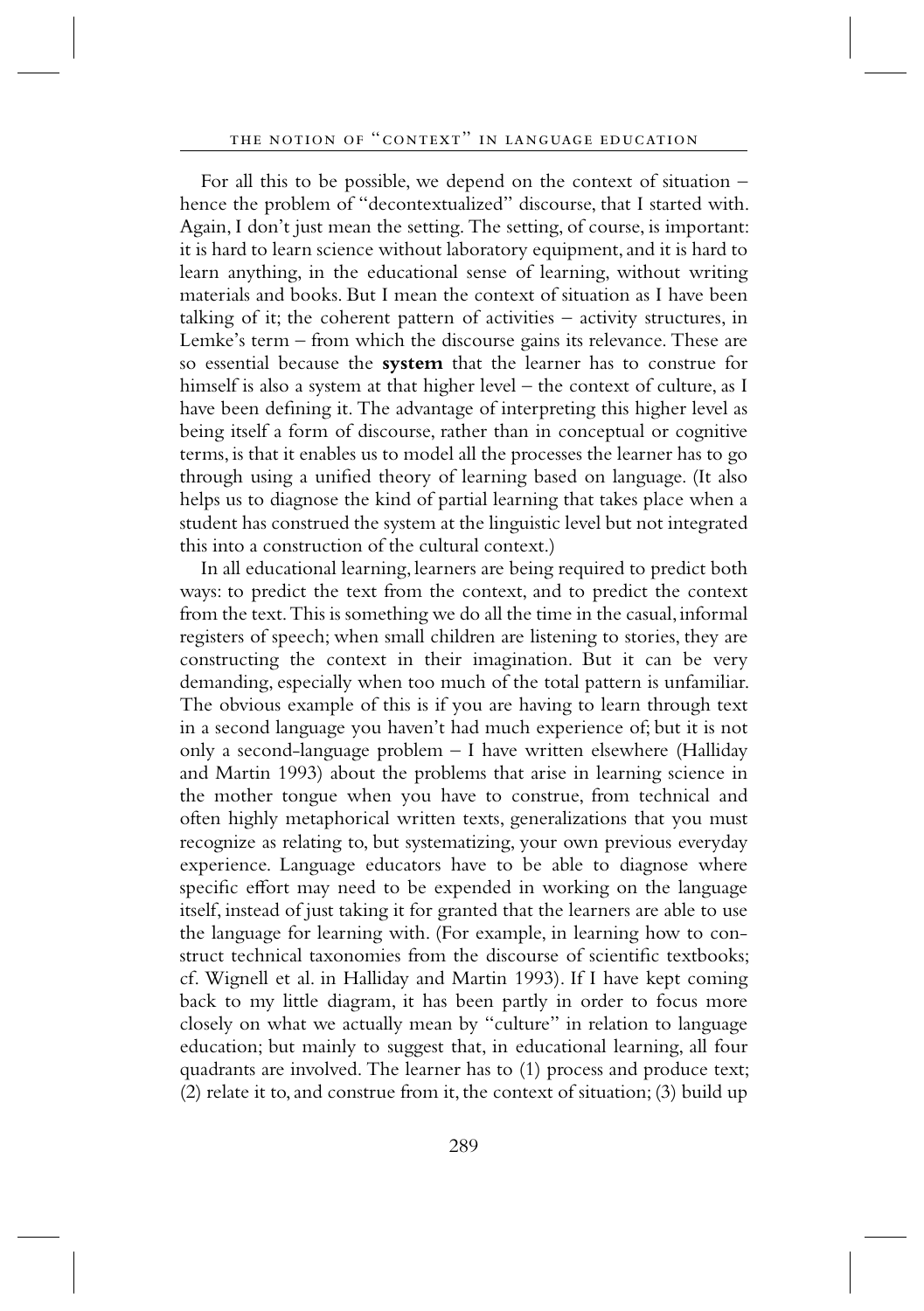For all this to be possible, we depend on the context of situation – hence the problem of "decontextualized" discourse, that I started with. Again, I don't just mean the setting. The setting, of course, is important: it is hard to learn science without laboratory equipment, and it is hard to learn anything, in the educational sense of learning, without writing materials and books. But I mean the context of situation as I have been talking of it; the coherent pattern of activities – activity structures, in Lemke's term – from which the discourse gains its relevance. These are so essential because the **system** that the learner has to construe for himself is also a system at that higher level – the context of culture, as I have been defining it. The advantage of interpreting this higher level as being itself a form of discourse, rather than in conceptual or cognitive terms, is that it enables us to model all the processes the learner has to go through using a unified theory of learning based on language. (It also helps us to diagnose the kind of partial learning that takes place when a student has construed the system at the linguistic level but not integrated this into a construction of the cultural context.)

In all educational learning, learners are being required to predict both ways: to predict the text from the context, and to predict the context from the text. This is something we do all the time in the casual, informal registers of speech; when small children are listening to stories, they are constructing the context in their imagination. But it can be very demanding, especially when too much of the total pattern is unfamiliar. The obvious example of this is if you are having to learn through text in a second language you haven't had much experience of; but it is not only a second-language problem – I have written elsewhere (Halliday and Martin 1993) about the problems that arise in learning science in the mother tongue when you have to construe, from technical and often highly metaphorical written texts, generalizations that you must recognize as relating to, but systematizing, your own previous everyday experience. Language educators have to be able to diagnose where specific effort may need to be expended in working on the language itself, instead of just taking it for granted that the learners are able to use the language for learning with. (For example, in learning how to construct technical taxonomies from the discourse of scientific textbooks; cf. Wignell et al. in Halliday and Martin 1993). If I have kept coming back to my little diagram, it has been partly in order to focus more closely on what we actually mean by "culture" in relation to language education; but mainly to suggest that, in educational learning, all four quadrants are involved. The learner has to (1) process and produce text; (2) relate it to, and construe from it, the context of situation; (3) build up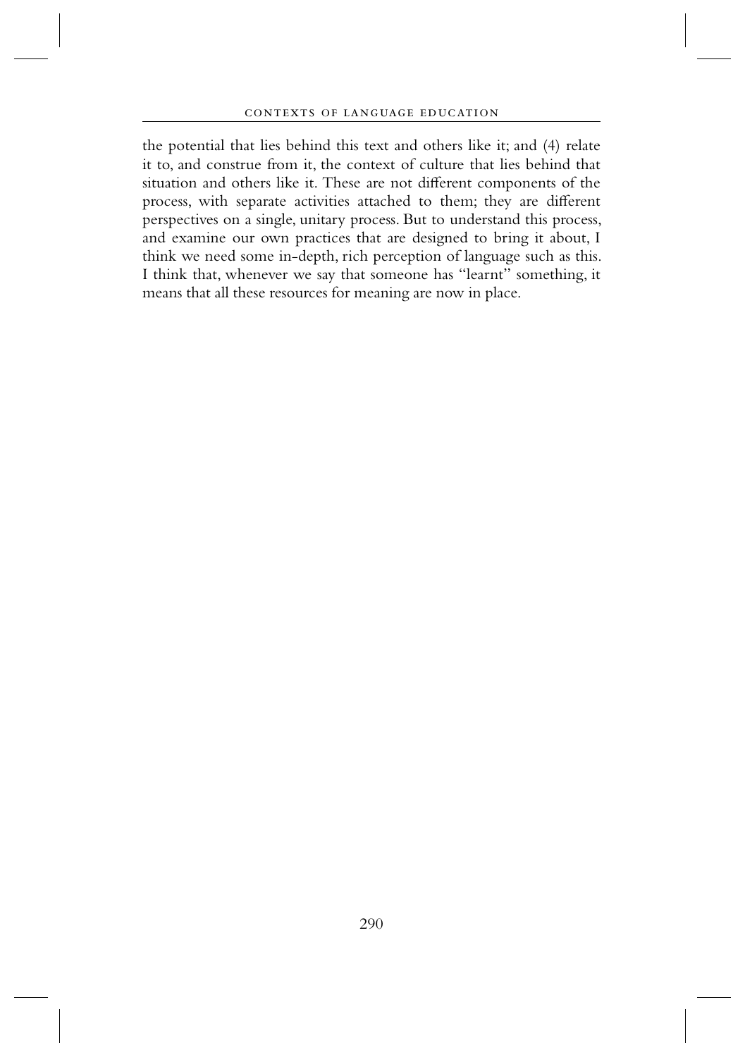the potential that lies behind this text and others like it; and (4) relate it to, and construe from it, the context of culture that lies behind that situation and others like it. These are not different components of the process, with separate activities attached to them; they are different perspectives on a single, unitary process. But to understand this process, and examine our own practices that are designed to bring it about, I think we need some in-depth, rich perception of language such as this. I think that, whenever we say that someone has "learnt" something, it means that all these resources for meaning are now in place.